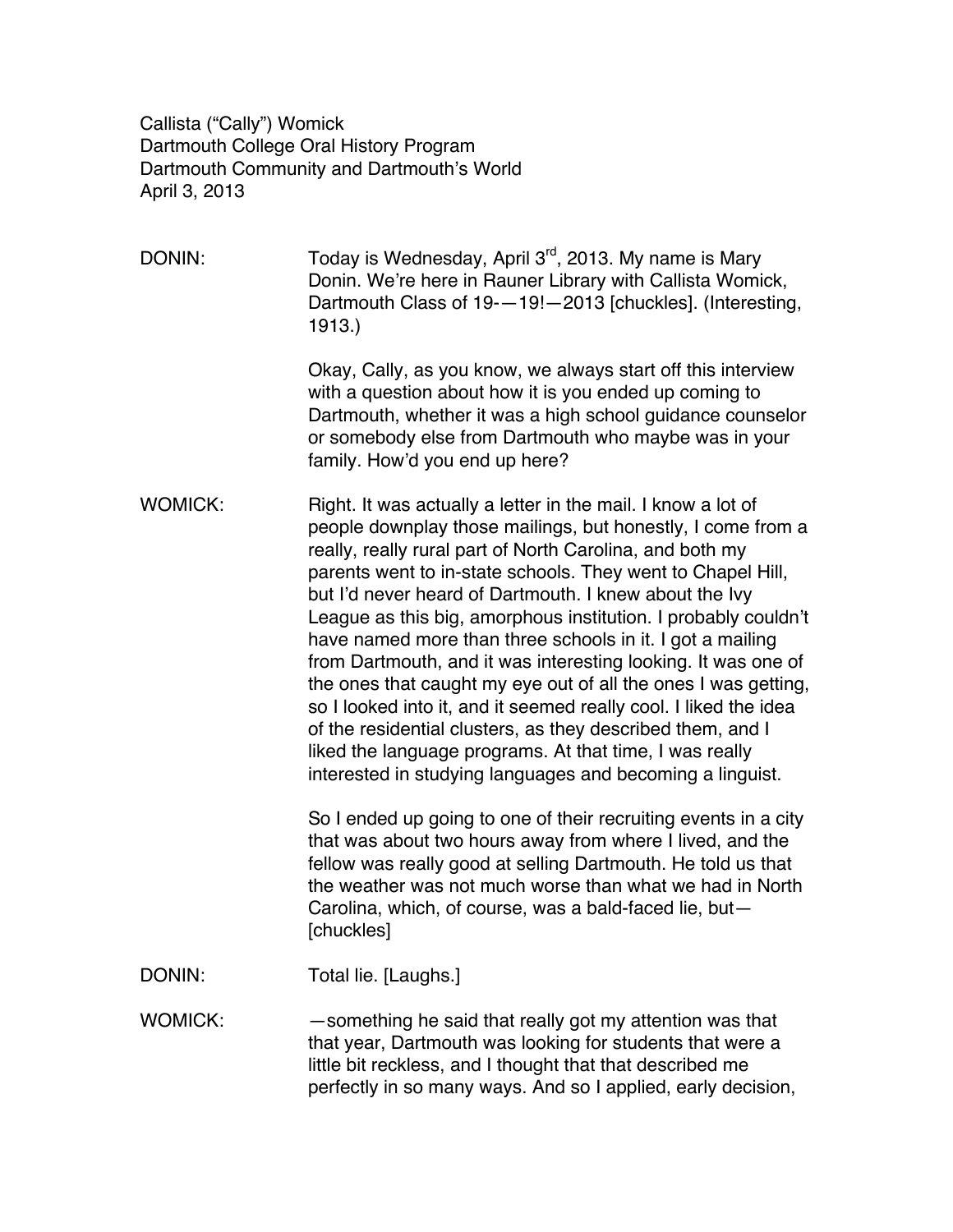Callista ("Cally") Womick
Dartmouth College Oral History Program
Dartmouth Community and Dartmouth's World
April 3, 2013

**DONIN:** Today is Wednesday, April 3rd, 2013. My name is Mary Donin. We're here in Rauner Library with Callista Womick, Dartmouth Class of 19-—19!—2013 [chuckles]. (Interesting, 1913.)

Okay, Cally, as you know, we always start off this interview with a question about how it is you ended up coming to Dartmouth, whether it was a high school guidance counselor or somebody else from Dartmouth who maybe was in your family. How'd you end up here?

**WOMICK:** Right. It was actually a letter in the mail. I know a lot of people downplay those mailings, but honestly, I come from a really, really rural part of North Carolina, and both my parents went to in-state schools. They went to Chapel Hill, but I'd never heard of Dartmouth. I knew about the Ivy League as this big, amorphous institution. I probably couldn't have named more than three schools in it. I got a mailing from Dartmouth, and it was interesting looking. It was one of the ones that caught my eye out of all the ones I was getting, so I looked into it, and it seemed really cool. I liked the idea of the residential clusters, as they described them, and I liked the language programs. At that time, I was really interested in studying languages and becoming a linguist.

So I ended up going to one of their recruiting events in a city that was about two hours away from where I lived, and the fellow was really good at selling Dartmouth. He told us that the weather was not much worse than what we had in North Carolina, which, of course, was a bald-faced lie, but—[chuckles]

**DONIN:** Total lie. [Laughs.]

**WOMICK:** —something he said that really got my attention was that that year, Dartmouth was looking for students that were a little bit reckless, and I thought that that described me perfectly in so many ways. And so I applied, early decision,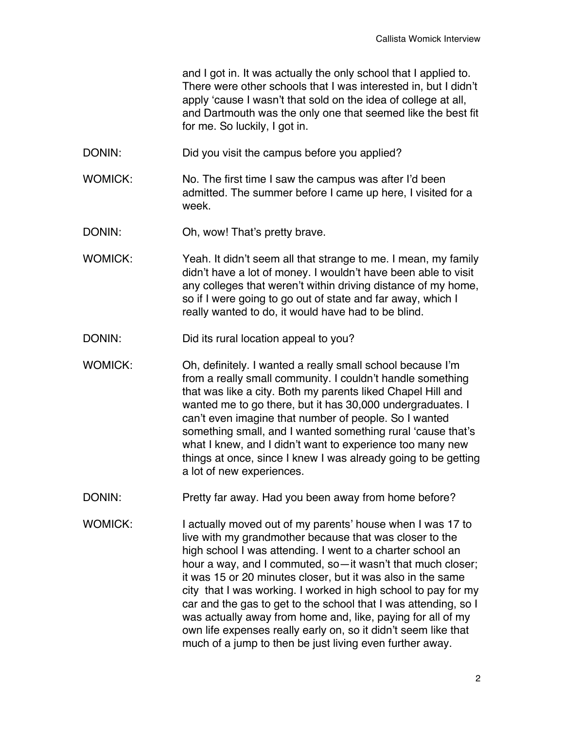and I got in. It was actually the only school that I applied to. There were other schools that I was interested in, but I didn't apply 'cause I wasn't that sold on the idea of college at all, and Dartmouth was the only one that seemed like the best fit for me. So luckily, I got in.

DONIN: Did you visit the campus before you applied?

WOMICK: No. The first time I saw the campus was after I'd been admitted. The summer before I came up here, I visited for a week.

DONIN: Oh, wow! That's pretty brave.

WOMICK: Yeah. It didn't seem all that strange to me. I mean, my family didn't have a lot of money. I wouldn't have been able to visit any colleges that weren't within driving distance of my home, so if I were going to go out of state and far away, which I really wanted to do, it would have had to be blind.

DONIN: Did its rural location appeal to you?

WOMICK: Oh, definitely. I wanted a really small school because I'm from a really small community. I couldn't handle something that was like a city. Both my parents liked Chapel Hill and wanted me to go there, but it has 30,000 undergraduates. I can't even imagine that number of people. So I wanted something small, and I wanted something rural 'cause that's what I knew, and I didn't want to experience too many new things at once, since I knew I was already going to be getting a lot of new experiences.

DONIN: Pretty far away. Had you been away from home before?

WOMICK: I actually moved out of my parents' house when I was 17 to live with my grandmother because that was closer to the high school I was attending. I went to a charter school an hour a way, and I commuted, so—it wasn't that much closer; it was 15 or 20 minutes closer, but it was also in the same city that I was working. I worked in high school to pay for my car and the gas to get to the school that I was attending, so I was actually away from home and, like, paying for all of my own life expenses really early on, so it didn't seem like that much of a jump to then be just living even further away.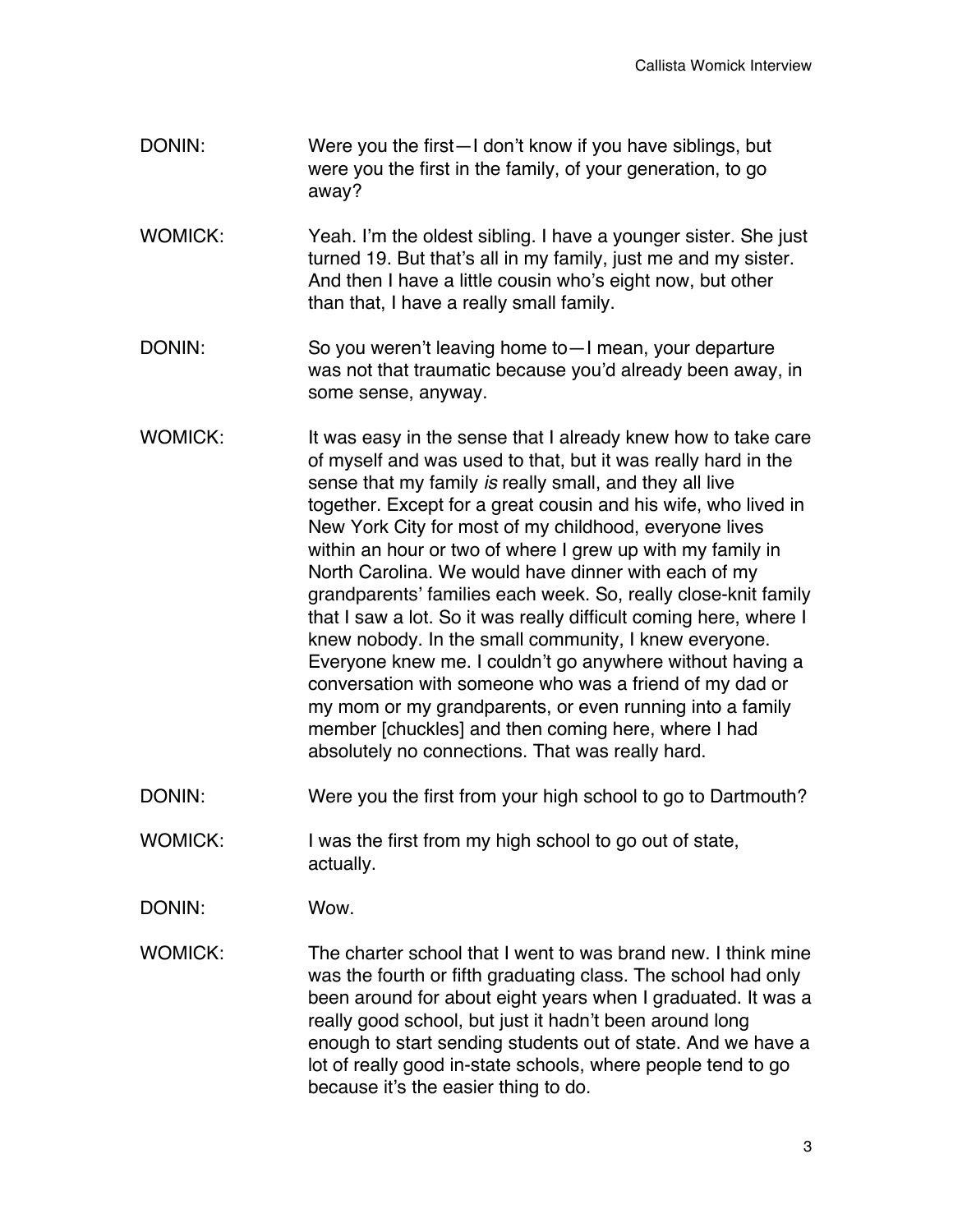DONIN: Were you the first—I don't know if you have siblings, but were you the first in the family, of your generation, to go away?

WOMICK: Yeah. I'm the oldest sibling. I have a younger sister. She just turned 19. But that's all in my family, just me and my sister. And then I have a little cousin who's eight now, but other than that, I have a really small family.

DONIN: So you weren't leaving home to—I mean, your departure was not that traumatic because you'd already been away, in some sense, anyway.

WOMICK: It was easy in the sense that I already knew how to take care of myself and was used to that, but it was really hard in the sense that my family *is* really small, and they all live together. Except for a great cousin and his wife, who lived in New York City for most of my childhood, everyone lives within an hour or two of where I grew up with my family in North Carolina. We would have dinner with each of my grandparents' families each week. So, really close-knit family that I saw a lot. So it was really difficult coming here, where I knew nobody. In the small community, I knew everyone. Everyone knew me. I couldn't go anywhere without having a conversation with someone who was a friend of my dad or my mom or my grandparents, or even running into a family member [chuckles] and then coming here, where I had absolutely no connections. That was really hard.

DONIN: Were you the first from your high school to go to Dartmouth?

WOMICK: I was the first from my high school to go out of state, actually.

DONIN: Wow.

WOMICK: The charter school that I went to was brand new. I think mine was the fourth or fifth graduating class. The school had only been around for about eight years when I graduated. It was a really good school, but just it hadn't been around long enough to start sending students out of state. And we have a lot of really good in-state schools, where people tend to go because it's the easier thing to do.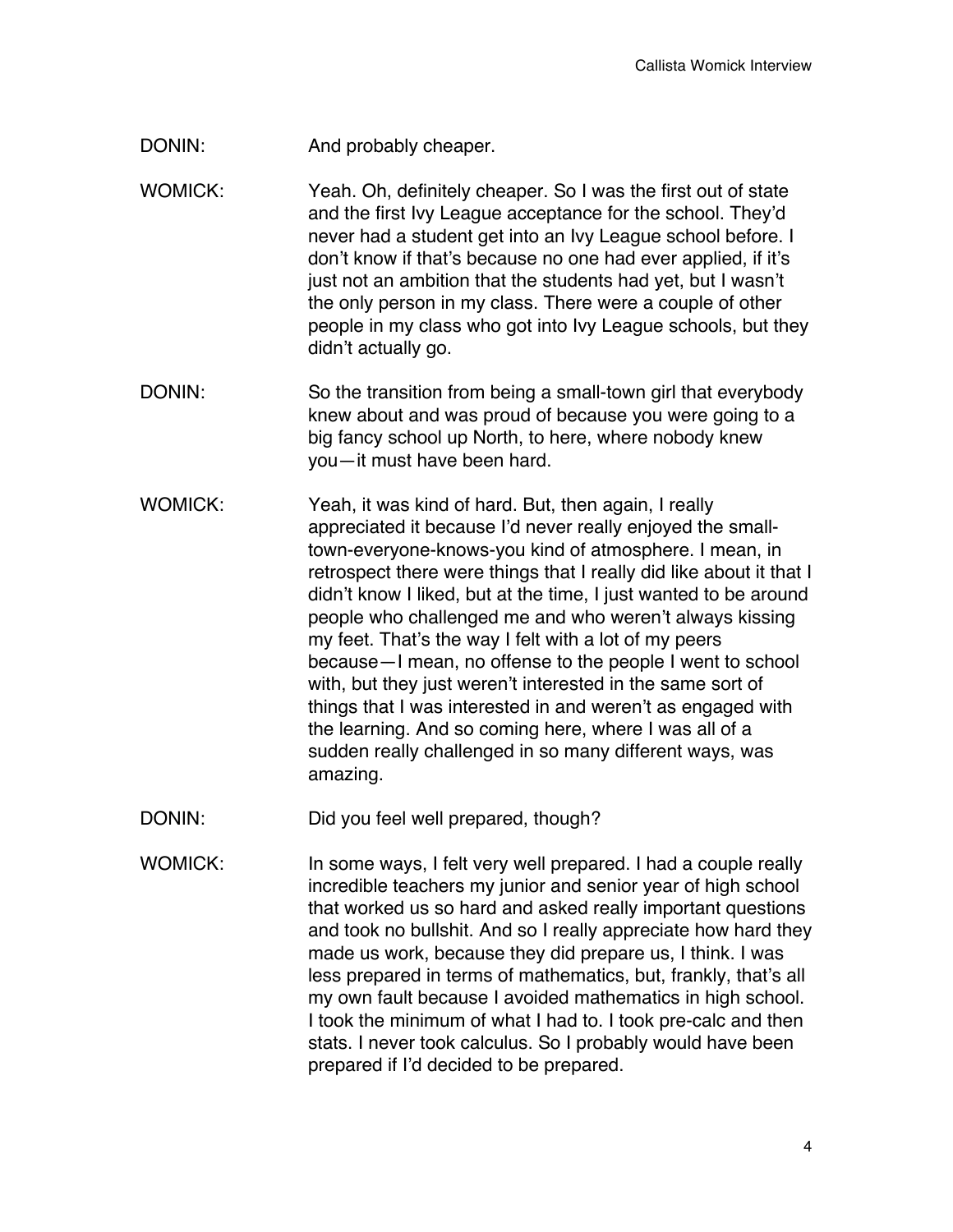DONIN: And probably cheaper.

WOMICK: Yeah. Oh, definitely cheaper. So I was the first out of state and the first Ivy League acceptance for the school. They'd never had a student get into an Ivy League school before. I don't know if that's because no one had ever applied, if it's just not an ambition that the students had yet, but I wasn't the only person in my class. There were a couple of other people in my class who got into Ivy League schools, but they didn't actually go.

DONIN: So the transition from being a small-town girl that everybody knew about and was proud of because you were going to a big fancy school up North, to here, where nobody knew you—it must have been hard.

WOMICK: Yeah, it was kind of hard. But, then again, I really appreciated it because I'd never really enjoyed the small-town-everyone-knows-you kind of atmosphere. I mean, in retrospect there were things that I really did like about it that I didn't know I liked, but at the time, I just wanted to be around people who challenged me and who weren't always kissing my feet. That's the way I felt with a lot of my peers because—I mean, no offense to the people I went to school with, but they just weren't interested in the same sort of things that I was interested in and weren't as engaged with the learning. And so coming here, where I was all of a sudden really challenged in so many different ways, was amazing.

DONIN: Did you feel well prepared, though?

WOMICK: In some ways, I felt very well prepared. I had a couple really incredible teachers my junior and senior year of high school that worked us so hard and asked really important questions and took no bullshit. And so I really appreciate how hard they made us work, because they did prepare us, I think. I was less prepared in terms of mathematics, but, frankly, that's all my own fault because I avoided mathematics in high school. I took the minimum of what I had to. I took pre-calc and then stats. I never took calculus. So I probably would have been prepared if I'd decided to be prepared.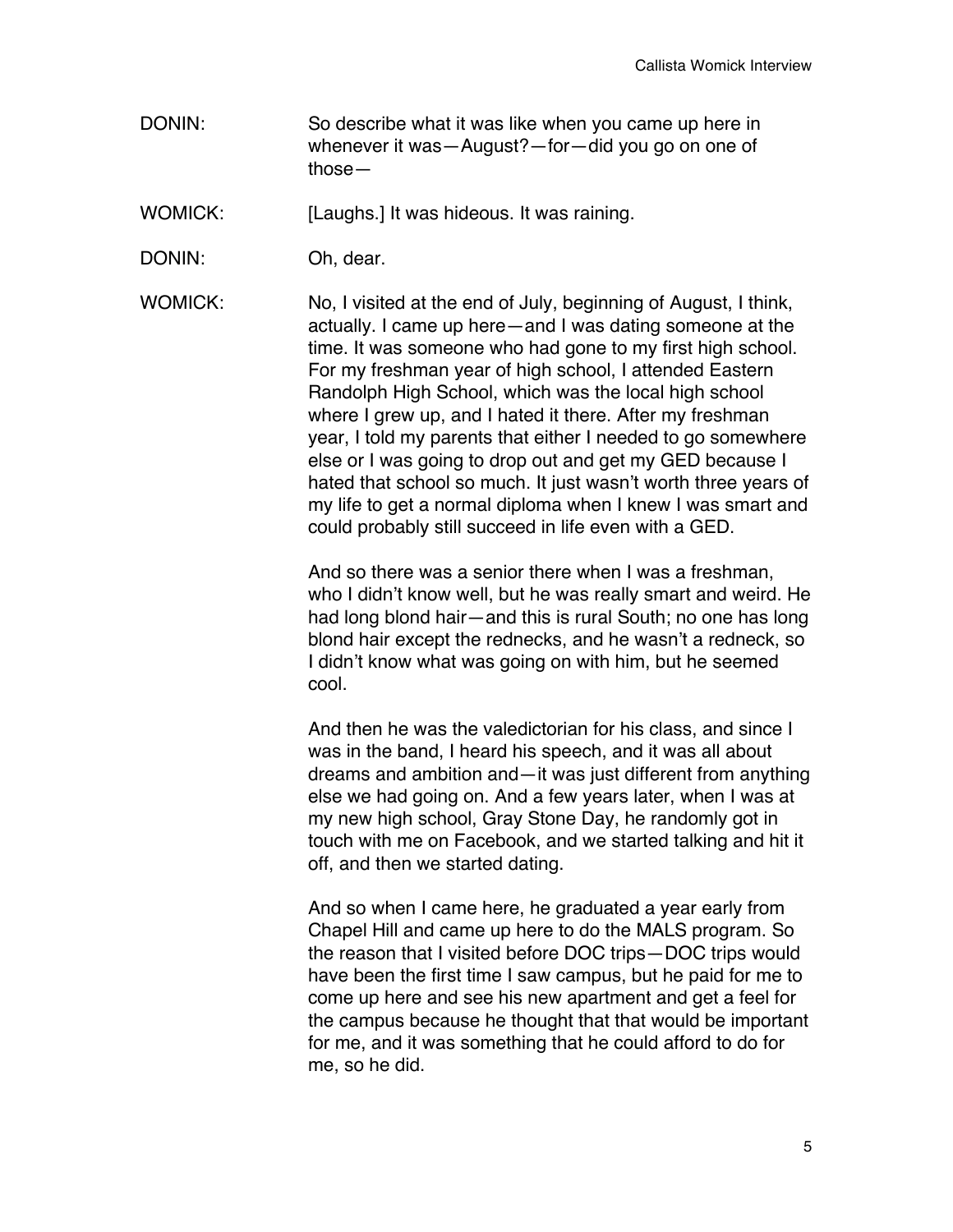DONIN: So describe what it was like when you came up here in whenever it was—August?—for—did you go on one of those—

WOMICK: [Laughs.] It was hideous. It was raining.

DONIN: Oh, dear.

WOMICK: No, I visited at the end of July, beginning of August, I think, actually. I came up here—and I was dating someone at the time. It was someone who had gone to my first high school. For my freshman year of high school, I attended Eastern Randolph High School, which was the local high school where I grew up, and I hated it there. After my freshman year, I told my parents that either I needed to go somewhere else or I was going to drop out and get my GED because I hated that school so much. It just wasn't worth three years of my life to get a normal diploma when I knew I was smart and could probably still succeed in life even with a GED.

And so there was a senior there when I was a freshman, who I didn't know well, but he was really smart and weird. He had long blond hair—and this is rural South; no one has long blond hair except the rednecks, and he wasn't a redneck, so I didn't know what was going on with him, but he seemed cool.

And then he was the valedictorian for his class, and since I was in the band, I heard his speech, and it was all about dreams and ambition and—it was just different from anything else we had going on. And a few years later, when I was at my new high school, Gray Stone Day, he randomly got in touch with me on Facebook, and we started talking and hit it off, and then we started dating.

And so when I came here, he graduated a year early from Chapel Hill and came up here to do the MALS program. So the reason that I visited before DOC trips—DOC trips would have been the first time I saw campus, but he paid for me to come up here and see his new apartment and get a feel for the campus because he thought that that would be important for me, and it was something that he could afford to do for me, so he did.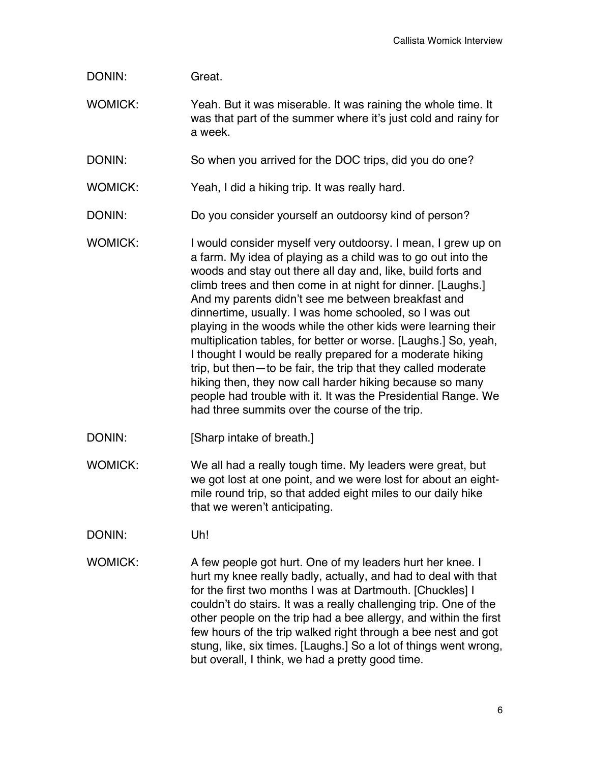DONIN: Great.

WOMICK: Yeah. But it was miserable. It was raining the whole time. It was that part of the summer where it's just cold and rainy for a week.

DONIN: So when you arrived for the DOC trips, did you do one?

WOMICK: Yeah, I did a hiking trip. It was really hard.

DONIN: Do you consider yourself an outdoorsy kind of person?

WOMICK: I would consider myself very outdoorsy. I mean, I grew up on a farm. My idea of playing as a child was to go out into the woods and stay out there all day and, like, build forts and climb trees and then come in at night for dinner. [Laughs.] And my parents didn't see me between breakfast and dinnertime, usually. I was home schooled, so I was out playing in the woods while the other kids were learning their multiplication tables, for better or worse. [Laughs.] So, yeah, I thought I would be really prepared for a moderate hiking trip, but then—to be fair, the trip that they called moderate hiking then, they now call harder hiking because so many people had trouble with it. It was the Presidential Range. We had three summits over the course of the trip.

DONIN: [Sharp intake of breath.]

WOMICK: We all had a really tough time. My leaders were great, but we got lost at one point, and we were lost for about an eight-mile round trip, so that added eight miles to our daily hike that we weren't anticipating.

DONIN: Uh!

WOMICK: A few people got hurt. One of my leaders hurt her knee. I hurt my knee really badly, actually, and had to deal with that for the first two months I was at Dartmouth. [Chuckles] I couldn't do stairs. It was a really challenging trip. One of the other people on the trip had a bee allergy, and within the first few hours of the trip walked right through a bee nest and got stung, like, six times. [Laughs.] So a lot of things went wrong, but overall, I think, we had a pretty good time.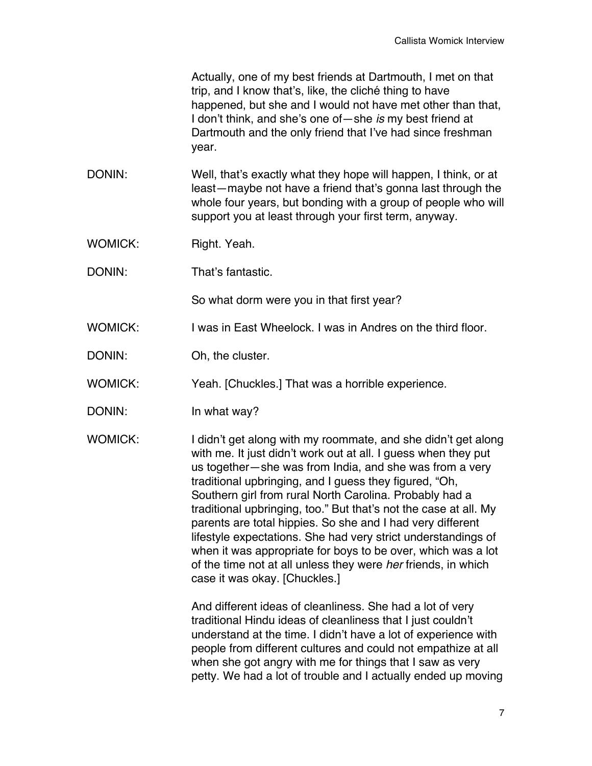Actually, one of my best friends at Dartmouth, I met on that trip, and I know that's, like, the cliché thing to have happened, but she and I would not have met other than that, I don't think, and she's one of—she *is* my best friend at Dartmouth and the only friend that I've had since freshman year.

DONIN: Well, that's exactly what they hope will happen, I think, or at least—maybe not have a friend that's gonna last through the whole four years, but bonding with a group of people who will support you at least through your first term, anyway.

WOMICK: Right. Yeah.

DONIN: That's fantastic.

So what dorm were you in that first year?

WOMICK: I was in East Wheelock. I was in Andres on the third floor.

DONIN: Oh, the cluster.

WOMICK: Yeah. [Chuckles.] That was a horrible experience.

DONIN: In what way?

WOMICK: I didn't get along with my roommate, and she didn't get along with me. It just didn't work out at all. I guess when they put us together—she was from India, and she was from a very traditional upbringing, and I guess they figured, "Oh, Southern girl from rural North Carolina. Probably had a traditional upbringing, too." But that's not the case at all. My parents are total hippies. So she and I had very different lifestyle expectations. She had very strict understandings of when it was appropriate for boys to be over, which was a lot of the time not at all unless they were *her* friends, in which case it was okay. [Chuckles.]

And different ideas of cleanliness. She had a lot of very traditional Hindu ideas of cleanliness that I just couldn't understand at the time. I didn't have a lot of experience with people from different cultures and could not empathize at all when she got angry with me for things that I saw as very petty. We had a lot of trouble and I actually ended up moving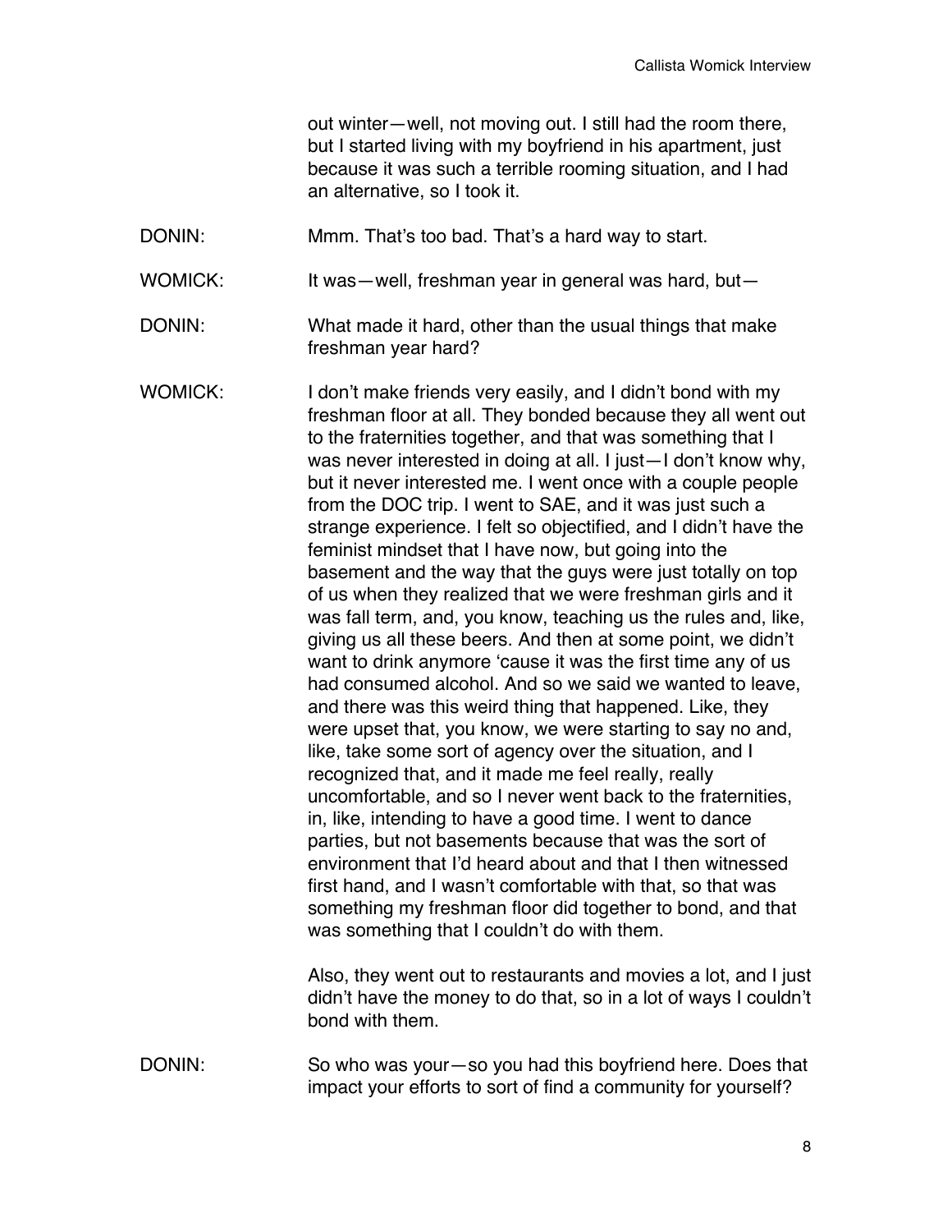out winter—well, not moving out. I still had the room there, but I started living with my boyfriend in his apartment, just because it was such a terrible rooming situation, and I had an alternative, so I took it.

DONIN: Mmm. That's too bad. That's a hard way to start.

WOMICK: It was—well, freshman year in general was hard, but—

DONIN: What made it hard, other than the usual things that make freshman year hard?

WOMICK: I don't make friends very easily, and I didn't bond with my freshman floor at all. They bonded because they all went out to the fraternities together, and that was something that I was never interested in doing at all. I just—I don't know why, but it never interested me. I went once with a couple people from the DOC trip. I went to SAE, and it was just such a strange experience. I felt so objectified, and I didn't have the feminist mindset that I have now, but going into the basement and the way that the guys were just totally on top of us when they realized that we were freshman girls and it was fall term, and, you know, teaching us the rules and, like, giving us all these beers. And then at some point, we didn't want to drink anymore 'cause it was the first time any of us had consumed alcohol. And so we said we wanted to leave, and there was this weird thing that happened. Like, they were upset that, you know, we were starting to say no and, like, take some sort of agency over the situation, and I recognized that, and it made me feel really, really uncomfortable, and so I never went back to the fraternities, in, like, intending to have a good time. I went to dance parties, but not basements because that was the sort of environment that I'd heard about and that I then witnessed first hand, and I wasn't comfortable with that, so that was something my freshman floor did together to bond, and that was something that I couldn't do with them.

Also, they went out to restaurants and movies a lot, and I just didn't have the money to do that, so in a lot of ways I couldn't bond with them.

DONIN: So who was your—so you had this boyfriend here. Does that impact your efforts to sort of find a community for yourself?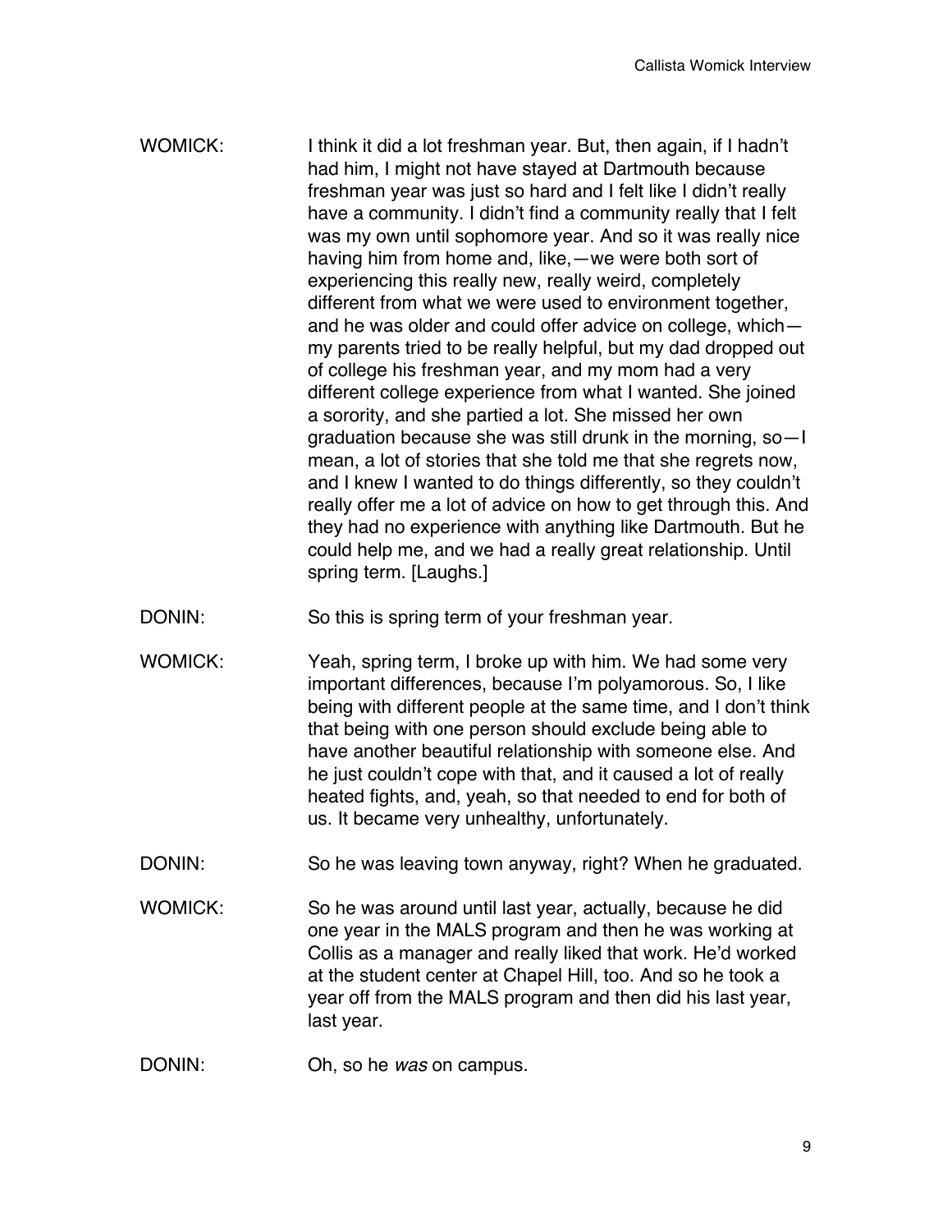WOMICK: I think it did a lot freshman year. But, then again, if I hadn't had him, I might not have stayed at Dartmouth because freshman year was just so hard and I felt like I didn't really have a community. I didn't find a community really that I felt was my own until sophomore year. And so it was really nice having him from home and, like,—we were both sort of experiencing this really new, really weird, completely different from what we were used to environment together, and he was older and could offer advice on college, which—my parents tried to be really helpful, but my dad dropped out of college his freshman year, and my mom had a very different college experience from what I wanted. She joined a sorority, and she partied a lot. She missed her own graduation because she was still drunk in the morning, so—I mean, a lot of stories that she told me that she regrets now, and I knew I wanted to do things differently, so they couldn't really offer me a lot of advice on how to get through this. And they had no experience with anything like Dartmouth. But he could help me, and we had a really great relationship. Until spring term. [Laughs.]

DONIN: So this is spring term of your freshman year.

WOMICK: Yeah, spring term, I broke up with him. We had some very important differences, because I'm polyamorous. So, I like being with different people at the same time, and I don't think that being with one person should exclude being able to have another beautiful relationship with someone else. And he just couldn't cope with that, and it caused a lot of really heated fights, and, yeah, so that needed to end for both of us. It became very unhealthy, unfortunately.

DONIN: So he was leaving town anyway, right? When he graduated.

WOMICK: So he was around until last year, actually, because he did one year in the MALS program and then he was working at Collis as a manager and really liked that work. He'd worked at the student center at Chapel Hill, too. And so he took a year off from the MALS program and then did his last year, last year.

DONIN: Oh, so he *was* on campus.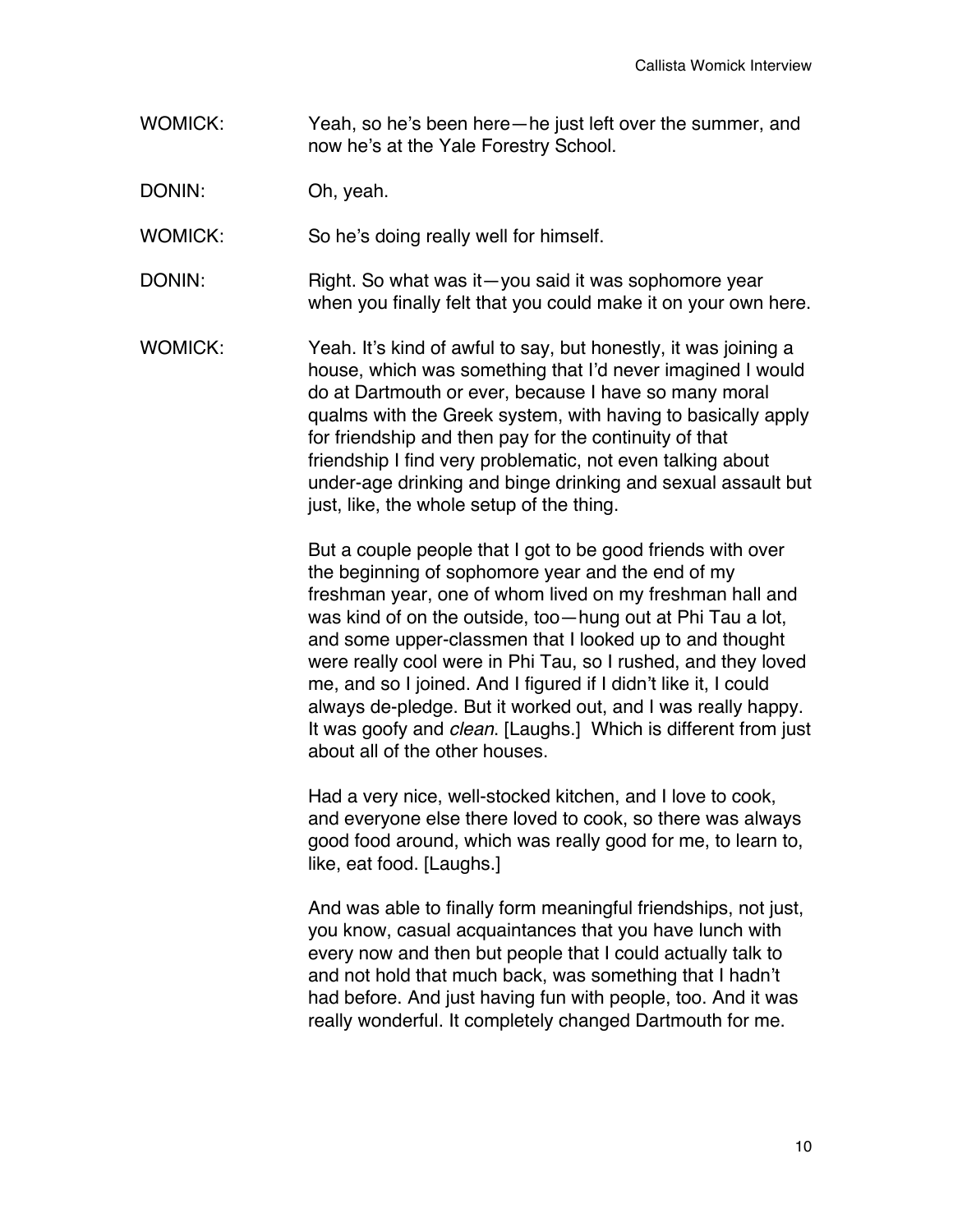WOMICK: Yeah, so he's been here—he just left over the summer, and now he's at the Yale Forestry School.

DONIN: Oh, yeah.

WOMICK: So he's doing really well for himself.

DONIN: Right. So what was it—you said it was sophomore year when you finally felt that you could make it on your own here.

WOMICK: Yeah. It's kind of awful to say, but honestly, it was joining a house, which was something that I'd never imagined I would do at Dartmouth or ever, because I have so many moral qualms with the Greek system, with having to basically apply for friendship and then pay for the continuity of that friendship I find very problematic, not even talking about under-age drinking and binge drinking and sexual assault but just, like, the whole setup of the thing.

But a couple people that I got to be good friends with over the beginning of sophomore year and the end of my freshman year, one of whom lived on my freshman hall and was kind of on the outside, too—hung out at Phi Tau a lot, and some upper-classmen that I looked up to and thought were really cool were in Phi Tau, so I rushed, and they loved me, and so I joined. And I figured if I didn't like it, I could always de-pledge. But it worked out, and I was really happy. It was goofy and *clean*. [Laughs.] Which is different from just about all of the other houses.

Had a very nice, well-stocked kitchen, and I love to cook, and everyone else there loved to cook, so there was always good food around, which was really good for me, to learn to, like, eat food. [Laughs.]

And was able to finally form meaningful friendships, not just, you know, casual acquaintances that you have lunch with every now and then but people that I could actually talk to and not hold that much back, was something that I hadn't had before. And just having fun with people, too. And it was really wonderful. It completely changed Dartmouth for me.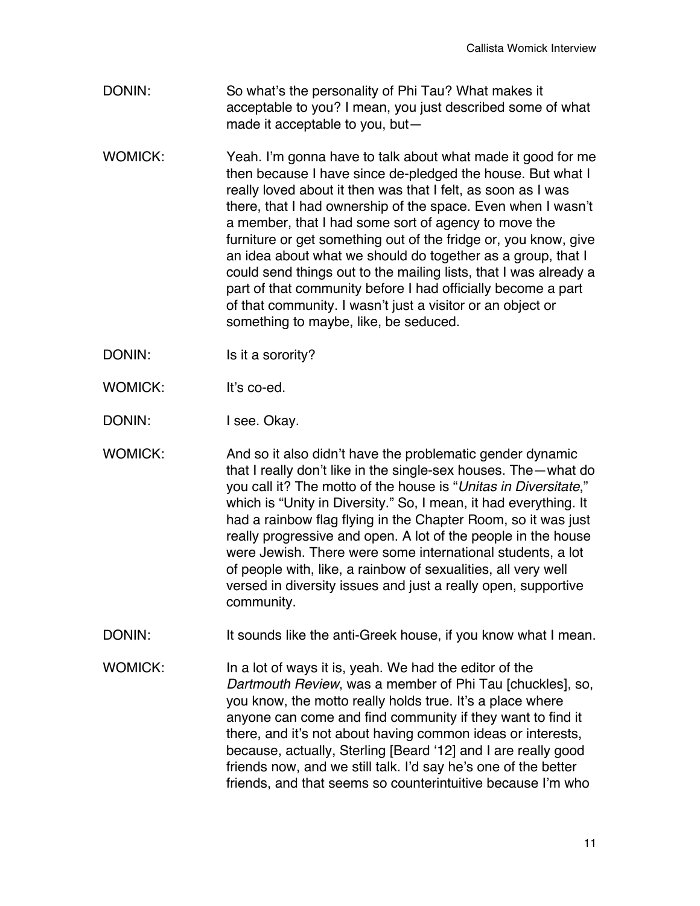DONIN: So what's the personality of Phi Tau? What makes it acceptable to you? I mean, you just described some of what made it acceptable to you, but—

WOMICK: Yeah. I'm gonna have to talk about what made it good for me then because I have since de-pledged the house. But what I really loved about it then was that I felt, as soon as I was there, that I had ownership of the space. Even when I wasn't a member, that I had some sort of agency to move the furniture or get something out of the fridge or, you know, give an idea about what we should do together as a group, that I could send things out to the mailing lists, that I was already a part of that community before I had officially become a part of that community. I wasn't just a visitor or an object or something to maybe, like, be seduced.

DONIN: Is it a sorority?

WOMICK: It's co-ed.

DONIN: I see. Okay.

WOMICK: And so it also didn't have the problematic gender dynamic that I really don't like in the single-sex houses. The—what do you call it? The motto of the house is "*Unitas in Diversitate*," which is "Unity in Diversity." So, I mean, it had everything. It had a rainbow flag flying in the Chapter Room, so it was just really progressive and open. A lot of the people in the house were Jewish. There were some international students, a lot of people with, like, a rainbow of sexualities, all very well versed in diversity issues and just a really open, supportive community.

DONIN: It sounds like the anti-Greek house, if you know what I mean.

WOMICK: In a lot of ways it is, yeah. We had the editor of the *Dartmouth Review*, was a member of Phi Tau [chuckles], so, you know, the motto really holds true. It's a place where anyone can come and find community if they want to find it there, and it's not about having common ideas or interests, because, actually, Sterling [Beard '12] and I are really good friends now, and we still talk. I'd say he's one of the better friends, and that seems so counterintuitive because I'm who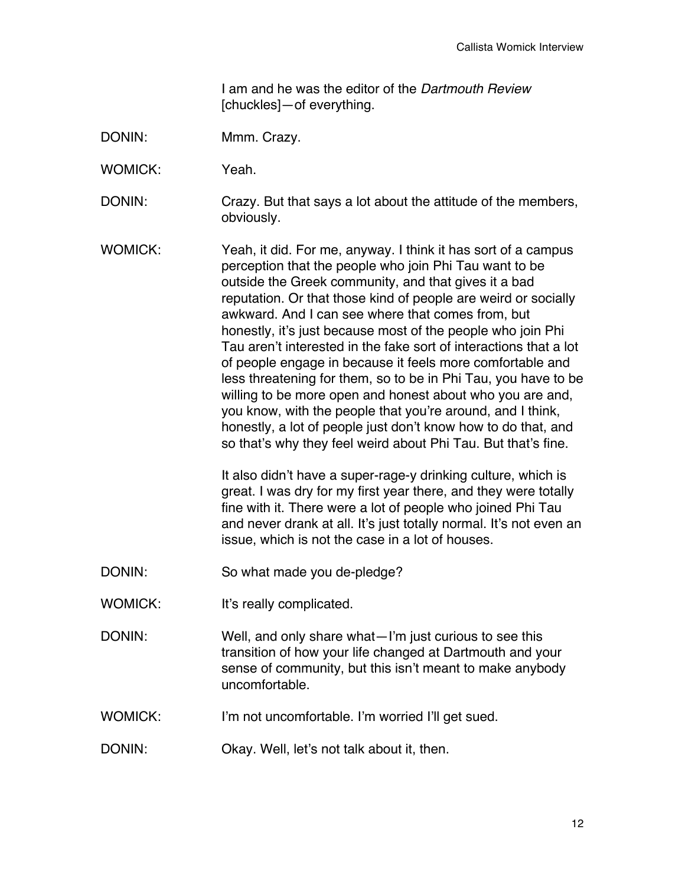I am and he was the editor of the *Dartmouth Review* [chuckles]—of everything.

DONIN: Mmm. Crazy.

WOMICK: Yeah.

DONIN: Crazy. But that says a lot about the attitude of the members, obviously.

WOMICK: Yeah, it did. For me, anyway. I think it has sort of a campus perception that the people who join Phi Tau want to be outside the Greek community, and that gives it a bad reputation. Or that those kind of people are weird or socially awkward. And I can see where that comes from, but honestly, it's just because most of the people who join Phi Tau aren't interested in the fake sort of interactions that a lot of people engage in because it feels more comfortable and less threatening for them, so to be in Phi Tau, you have to be willing to be more open and honest about who you are and, you know, with the people that you're around, and I think, honestly, a lot of people just don't know how to do that, and so that's why they feel weird about Phi Tau. But that's fine.

It also didn't have a super-rage-y drinking culture, which is great. I was dry for my first year there, and they were totally fine with it. There were a lot of people who joined Phi Tau and never drank at all. It's just totally normal. It's not even an issue, which is not the case in a lot of houses.

DONIN: So what made you de-pledge?

WOMICK: It's really complicated.

DONIN: Well, and only share what—I'm just curious to see this transition of how your life changed at Dartmouth and your sense of community, but this isn't meant to make anybody uncomfortable.

WOMICK: I'm not uncomfortable. I'm worried I'll get sued.

DONIN: Okay. Well, let's not talk about it, then.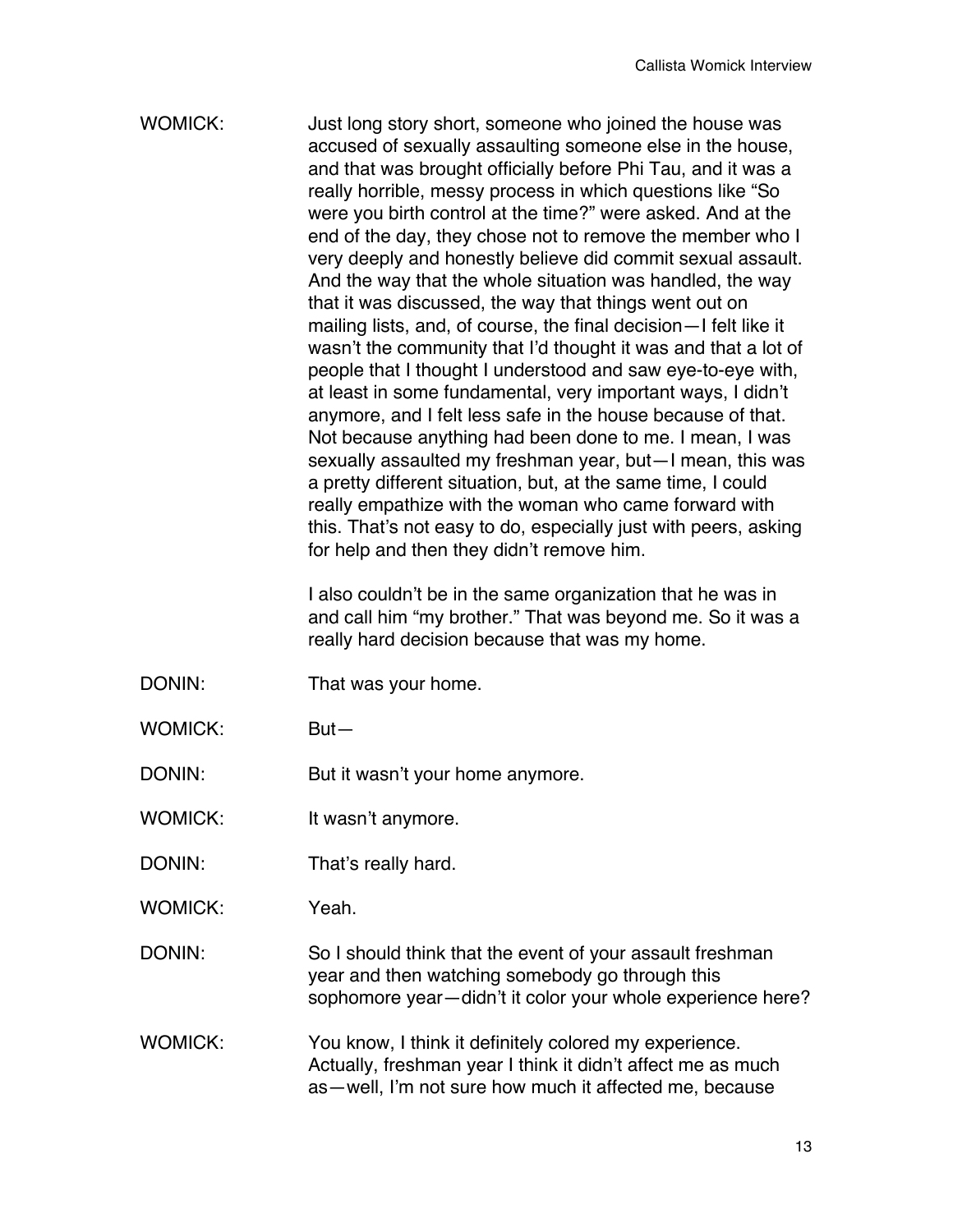WOMICK: Just long story short, someone who joined the house was accused of sexually assaulting someone else in the house, and that was brought officially before Phi Tau, and it was a really horrible, messy process in which questions like "So were you birth control at the time?" were asked. And at the end of the day, they chose not to remove the member who I very deeply and honestly believe did commit sexual assault. And the way that the whole situation was handled, the way that it was discussed, the way that things went out on mailing lists, and, of course, the final decision—I felt like it wasn't the community that I'd thought it was and that a lot of people that I thought I understood and saw eye-to-eye with, at least in some fundamental, very important ways, I didn't anymore, and I felt less safe in the house because of that. Not because anything had been done to me. I mean, I was sexually assaulted my freshman year, but—I mean, this was a pretty different situation, but, at the same time, I could really empathize with the woman who came forward with this. That's not easy to do, especially just with peers, asking for help and then they didn't remove him.

I also couldn't be in the same organization that he was in and call him "my brother." That was beyond me. So it was a really hard decision because that was my home.

DONIN: That was your home.

WOMICK: But—

DONIN: But it wasn't your home anymore.

WOMICK: It wasn't anymore.

DONIN: That's really hard.

WOMICK: Yeah.

DONIN: So I should think that the event of your assault freshman year and then watching somebody go through this sophomore year—didn't it color your whole experience here?

WOMICK: You know, I think it definitely colored my experience. Actually, freshman year I think it didn't affect me as much as—well, I'm not sure how much it affected me, because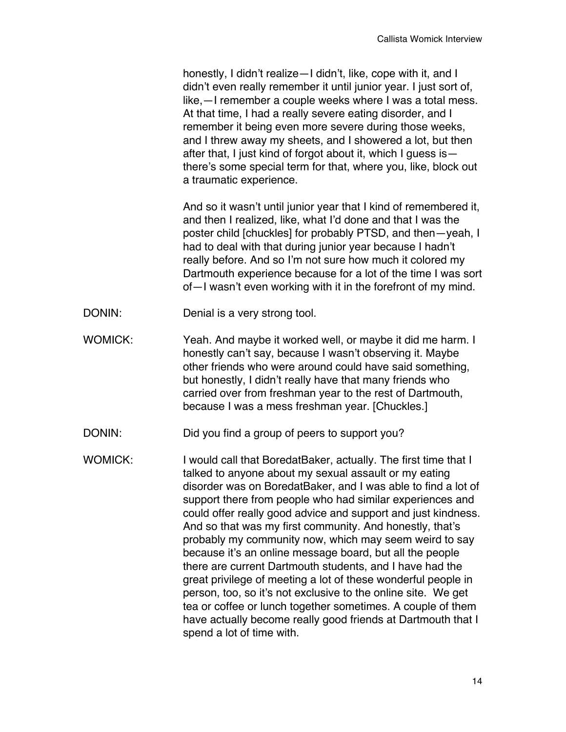honestly, I didn't realize—I didn't, like, cope with it, and I didn't even really remember it until junior year. I just sort of, like,—I remember a couple weeks where I was a total mess. At that time, I had a really severe eating disorder, and I remember it being even more severe during those weeks, and I threw away my sheets, and I showered a lot, but then after that, I just kind of forgot about it, which I guess is—there's some special term for that, where you, like, block out a traumatic experience.

And so it wasn't until junior year that I kind of remembered it, and then I realized, like, what I'd done and that I was the poster child [chuckles] for probably PTSD, and then—yeah, I had to deal with that during junior year because I hadn't really before. And so I'm not sure how much it colored my Dartmouth experience because for a lot of the time I was sort of—I wasn't even working with it in the forefront of my mind.

DONIN: Denial is a very strong tool.

WOMICK: Yeah. And maybe it worked well, or maybe it did me harm. I honestly can't say, because I wasn't observing it. Maybe other friends who were around could have said something, but honestly, I didn't really have that many friends who carried over from freshman year to the rest of Dartmouth, because I was a mess freshman year. [Chuckles.]

DONIN: Did you find a group of peers to support you?

WOMICK: I would call that BoredatBaker, actually. The first time that I talked to anyone about my sexual assault or my eating disorder was on BoredatBaker, and I was able to find a lot of support there from people who had similar experiences and could offer really good advice and support and just kindness. And so that was my first community. And honestly, that's probably my community now, which may seem weird to say because it's an online message board, but all the people there are current Dartmouth students, and I have had the great privilege of meeting a lot of these wonderful people in person, too, so it's not exclusive to the online site. We get tea or coffee or lunch together sometimes. A couple of them have actually become really good friends at Dartmouth that I spend a lot of time with.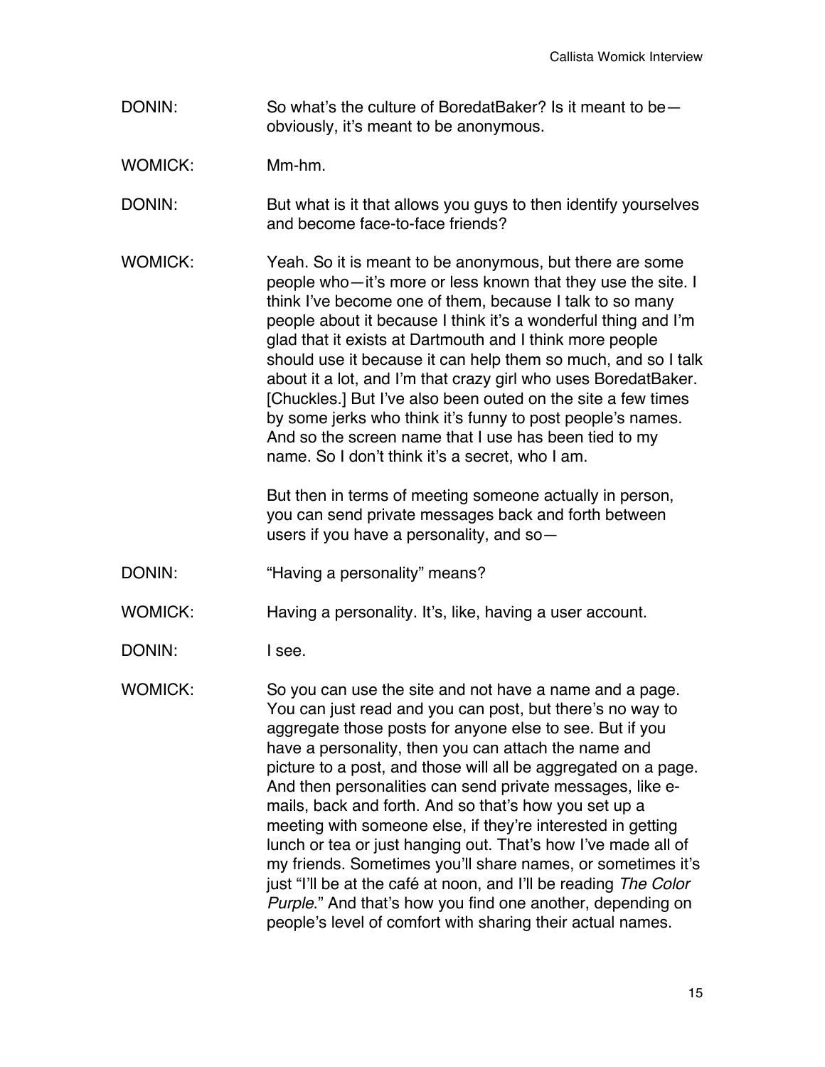DONIN: So what's the culture of BoredatBaker? Is it meant to be—obviously, it's meant to be anonymous.

WOMICK: Mm-hm.

DONIN: But what is it that allows you guys to then identify yourselves and become face-to-face friends?

WOMICK: Yeah. So it is meant to be anonymous, but there are some people who—it's more or less known that they use the site. I think I've become one of them, because I talk to so many people about it because I think it's a wonderful thing and I'm glad that it exists at Dartmouth and I think more people should use it because it can help them so much, and so I talk about it a lot, and I'm that crazy girl who uses BoredatBaker. [Chuckles.] But I've also been outed on the site a few times by some jerks who think it's funny to post people's names. And so the screen name that I use has been tied to my name. So I don't think it's a secret, who I am.

But then in terms of meeting someone actually in person, you can send private messages back and forth between users if you have a personality, and so—

DONIN: "Having a personality" means?

WOMICK: Having a personality. It's, like, having a user account.

DONIN: I see.

WOMICK: So you can use the site and not have a name and a page. You can just read and you can post, but there's no way to aggregate those posts for anyone else to see. But if you have a personality, then you can attach the name and picture to a post, and those will all be aggregated on a page. And then personalities can send private messages, like e-mails, back and forth. And so that's how you set up a meeting with someone else, if they're interested in getting lunch or tea or just hanging out. That's how I've made all of my friends. Sometimes you'll share names, or sometimes it's just "I'll be at the café at noon, and I'll be reading *The Color Purple*." And that's how you find one another, depending on people's level of comfort with sharing their actual names.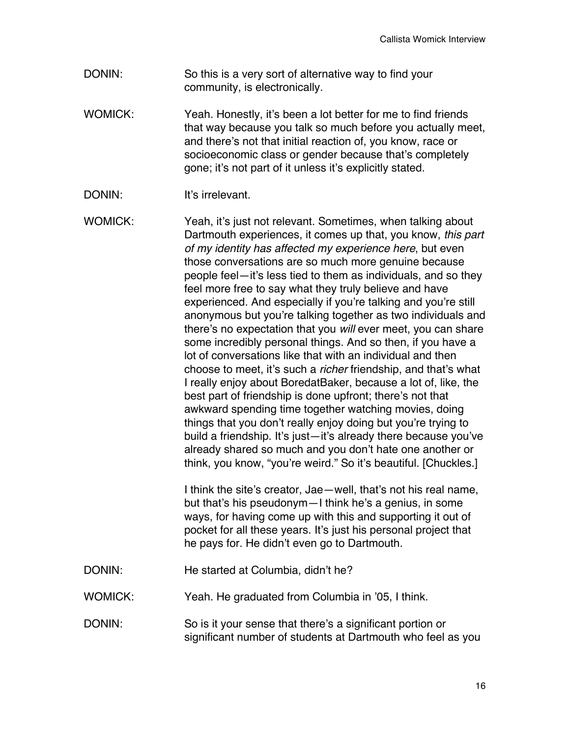DONIN: So this is a very sort of alternative way to find your community, is electronically.

WOMICK: Yeah. Honestly, it's been a lot better for me to find friends that way because you talk so much before you actually meet, and there's not that initial reaction of, you know, race or socioeconomic class or gender because that's completely gone; it's not part of it unless it's explicitly stated.

DONIN: It's irrelevant.

WOMICK: Yeah, it's just not relevant. Sometimes, when talking about Dartmouth experiences, it comes up that, you know, *this part of my identity has affected my experience here*, but even those conversations are so much more genuine because people feel—it's less tied to them as individuals, and so they feel more free to say what they truly believe and have experienced. And especially if you're talking and you're still anonymous but you're talking together as two individuals and there's no expectation that you *will* ever meet, you can share some incredibly personal things. And so then, if you have a lot of conversations like that with an individual and then choose to meet, it's such a *richer* friendship, and that's what I really enjoy about BoredatBaker, because a lot of, like, the best part of friendship is done upfront; there's not that awkward spending time together watching movies, doing things that you don't really enjoy doing but you're trying to build a friendship. It's just—it's already there because you've already shared so much and you don't hate one another or think, you know, "you're weird." So it's beautiful. [Chuckles.]

I think the site's creator, Jae—well, that's not his real name, but that's his pseudonym—I think he's a genius, in some ways, for having come up with this and supporting it out of pocket for all these years. It's just his personal project that he pays for. He didn't even go to Dartmouth.

DONIN: He started at Columbia, didn't he?

WOMICK: Yeah. He graduated from Columbia in '05, I think.

DONIN: So is it your sense that there's a significant portion or significant number of students at Dartmouth who feel as you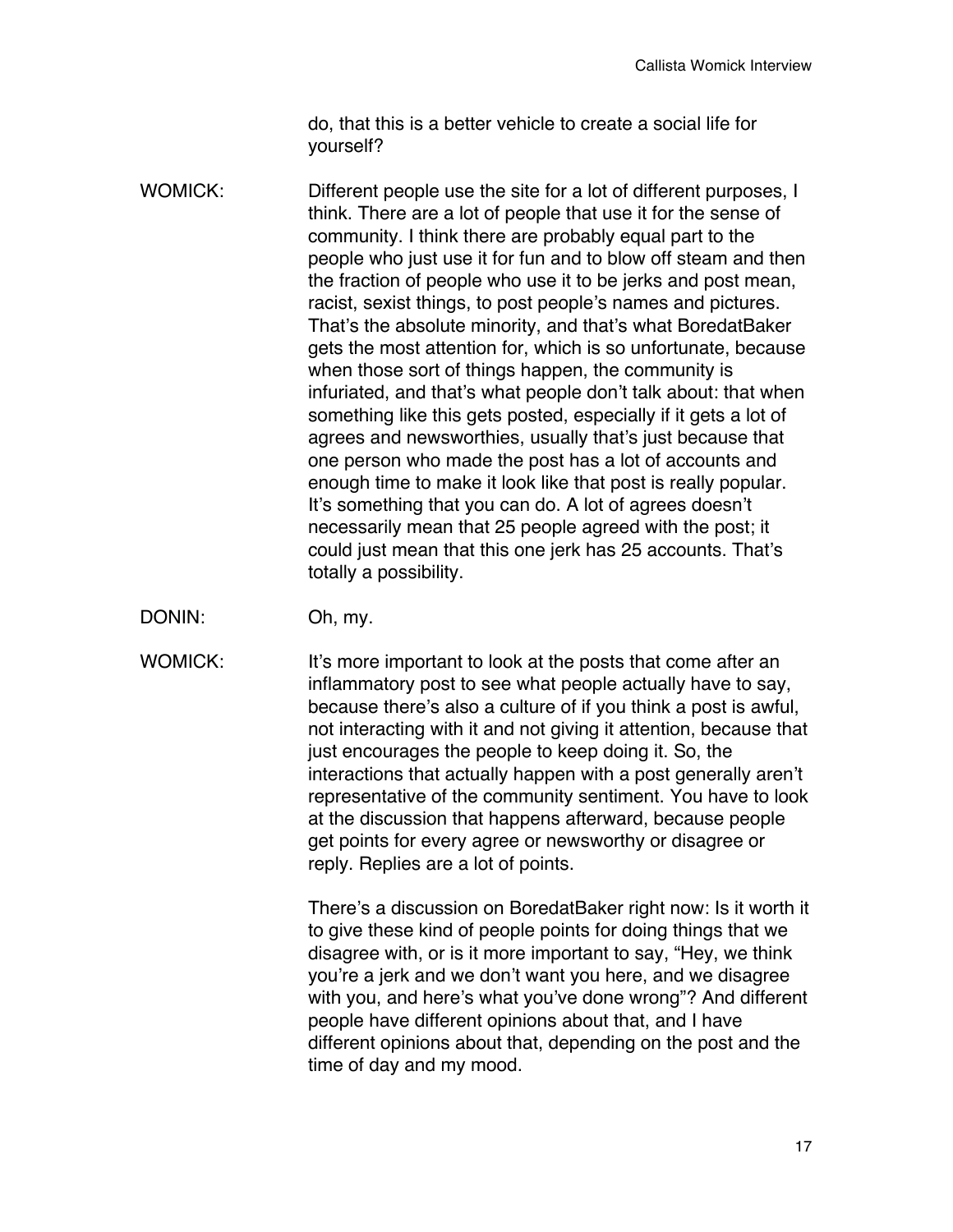do, that this is a better vehicle to create a social life for yourself?

WOMICK: Different people use the site for a lot of different purposes, I think. There are a lot of people that use it for the sense of community. I think there are probably equal part to the people who just use it for fun and to blow off steam and then the fraction of people who use it to be jerks and post mean, racist, sexist things, to post people's names and pictures. That's the absolute minority, and that's what BoredatBaker gets the most attention for, which is so unfortunate, because when those sort of things happen, the community is infuriated, and that's what people don't talk about: that when something like this gets posted, especially if it gets a lot of agrees and newsworthies, usually that's just because that one person who made the post has a lot of accounts and enough time to make it look like that post is really popular. It's something that you can do. A lot of agrees doesn't necessarily mean that 25 people agreed with the post; it could just mean that this one jerk has 25 accounts. That's totally a possibility.

DONIN: Oh, my.

WOMICK: It's more important to look at the posts that come after an inflammatory post to see what people actually have to say, because there's also a culture of if you think a post is awful, not interacting with it and not giving it attention, because that just encourages the people to keep doing it. So, the interactions that actually happen with a post generally aren't representative of the community sentiment. You have to look at the discussion that happens afterward, because people get points for every agree or newsworthy or disagree or reply. Replies are a lot of points.

There's a discussion on BoredatBaker right now: Is it worth it to give these kind of people points for doing things that we disagree with, or is it more important to say, "Hey, we think you're a jerk and we don't want you here, and we disagree with you, and here's what you've done wrong"? And different people have different opinions about that, and I have different opinions about that, depending on the post and the time of day and my mood.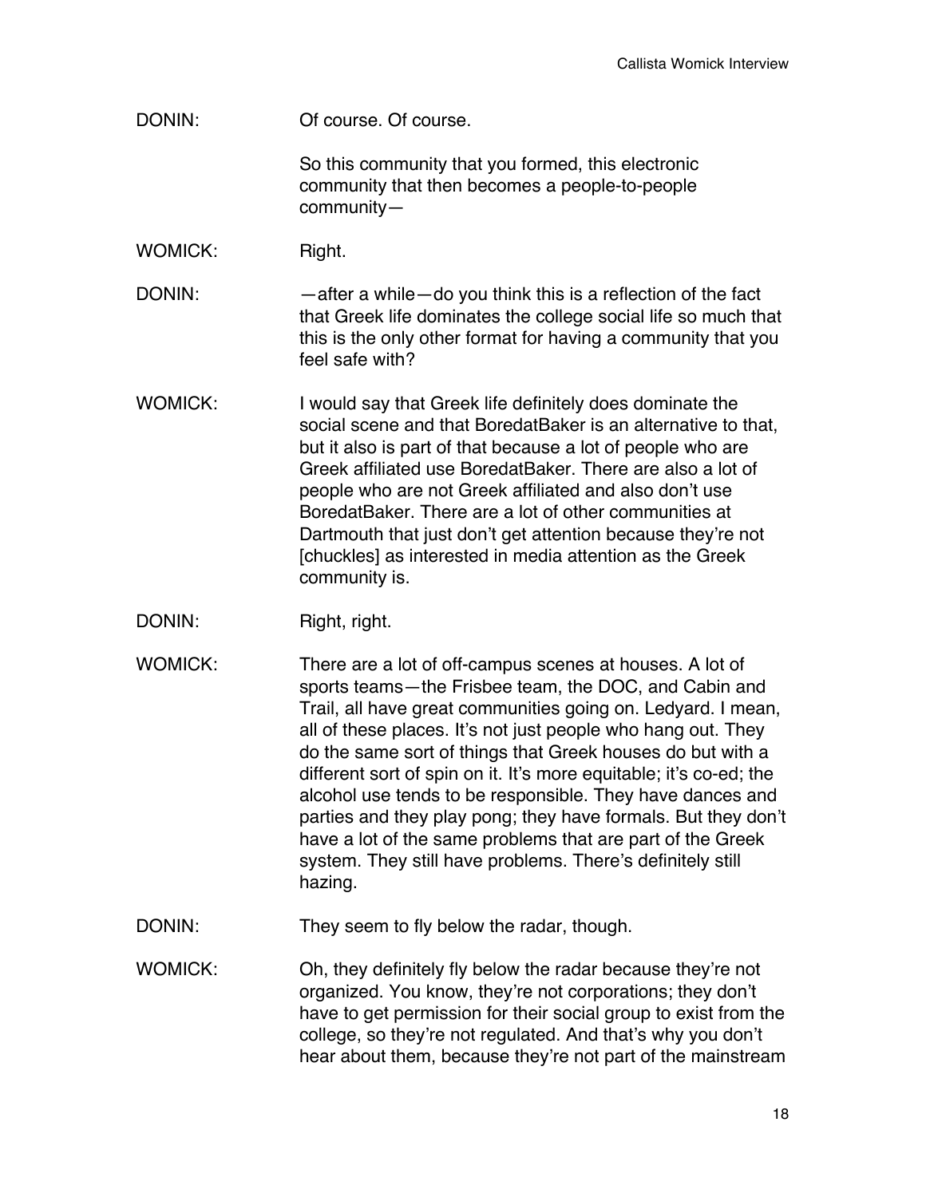DONIN: Of course. Of course.

So this community that you formed, this electronic community that then becomes a people-to-people community—

WOMICK: Right.

DONIN: —after a while—do you think this is a reflection of the fact that Greek life dominates the college social life so much that this is the only other format for having a community that you feel safe with?

WOMICK: I would say that Greek life definitely does dominate the social scene and that BoredatBaker is an alternative to that, but it also is part of that because a lot of people who are Greek affiliated use BoredatBaker. There are also a lot of people who are not Greek affiliated and also don't use BoredatBaker. There are a lot of other communities at Dartmouth that just don't get attention because they're not [chuckles] as interested in media attention as the Greek community is.

DONIN: Right, right.

WOMICK: There are a lot of off-campus scenes at houses. A lot of sports teams—the Frisbee team, the DOC, and Cabin and Trail, all have great communities going on. Ledyard. I mean, all of these places. It's not just people who hang out. They do the same sort of things that Greek houses do but with a different sort of spin on it. It's more equitable; it's co-ed; the alcohol use tends to be responsible. They have dances and parties and they play pong; they have formals. But they don't have a lot of the same problems that are part of the Greek system. They still have problems. There's definitely still hazing.

DONIN: They seem to fly below the radar, though.

WOMICK: Oh, they definitely fly below the radar because they're not organized. You know, they're not corporations; they don't have to get permission for their social group to exist from the college, so they're not regulated. And that's why you don't hear about them, because they're not part of the mainstream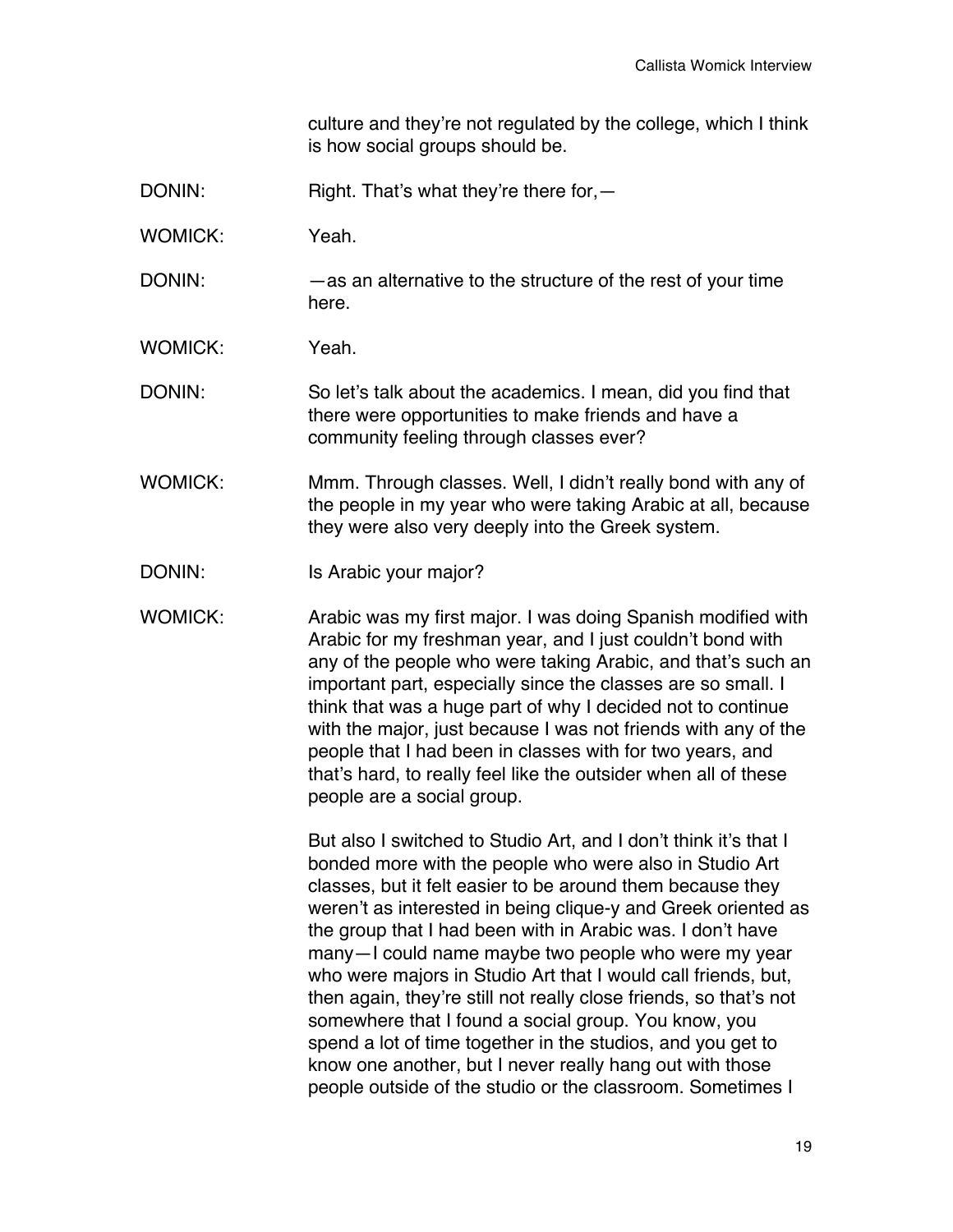culture and they're not regulated by the college, which I think is how social groups should be.

DONIN: Right. That's what they're there for,—

WOMICK: Yeah.

DONIN: —as an alternative to the structure of the rest of your time here.

WOMICK: Yeah.

DONIN: So let's talk about the academics. I mean, did you find that there were opportunities to make friends and have a community feeling through classes ever?

WOMICK: Mmm. Through classes. Well, I didn't really bond with any of the people in my year who were taking Arabic at all, because they were also very deeply into the Greek system.

DONIN: Is Arabic your major?

WOMICK: Arabic was my first major. I was doing Spanish modified with Arabic for my freshman year, and I just couldn't bond with any of the people who were taking Arabic, and that's such an important part, especially since the classes are so small. I think that was a huge part of why I decided not to continue with the major, just because I was not friends with any of the people that I had been in classes with for two years, and that's hard, to really feel like the outsider when all of these people are a social group.

But also I switched to Studio Art, and I don't think it's that I bonded more with the people who were also in Studio Art classes, but it felt easier to be around them because they weren't as interested in being clique-y and Greek oriented as the group that I had been with in Arabic was. I don't have many—I could name maybe two people who were my year who were majors in Studio Art that I would call friends, but, then again, they're still not really close friends, so that's not somewhere that I found a social group. You know, you spend a lot of time together in the studios, and you get to know one another, but I never really hang out with those people outside of the studio or the classroom. Sometimes I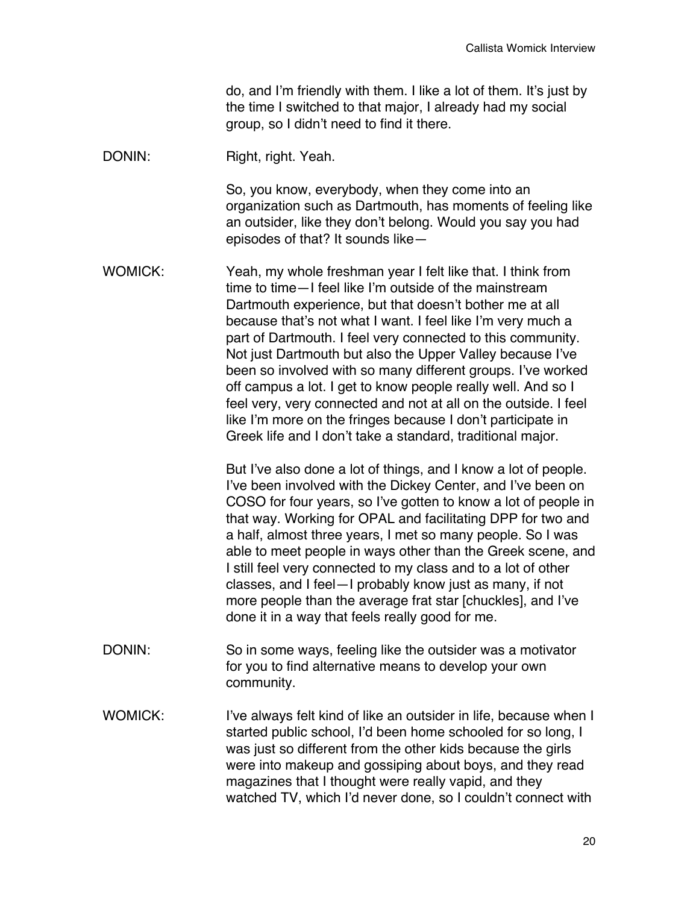do, and I'm friendly with them. I like a lot of them. It's just by the time I switched to that major, I already had my social group, so I didn't need to find it there.

DONIN: Right, right. Yeah.

So, you know, everybody, when they come into an organization such as Dartmouth, has moments of feeling like an outsider, like they don't belong. Would you say you had episodes of that? It sounds like—

WOMICK: Yeah, my whole freshman year I felt like that. I think from time to time—I feel like I'm outside of the mainstream Dartmouth experience, but that doesn't bother me at all because that's not what I want. I feel like I'm very much a part of Dartmouth. I feel very connected to this community. Not just Dartmouth but also the Upper Valley because I've been so involved with so many different groups. I've worked off campus a lot. I get to know people really well. And so I feel very, very connected and not at all on the outside. I feel like I'm more on the fringes because I don't participate in Greek life and I don't take a standard, traditional major.

But I've also done a lot of things, and I know a lot of people. I've been involved with the Dickey Center, and I've been on COSO for four years, so I've gotten to know a lot of people in that way. Working for OPAL and facilitating DPP for two and a half, almost three years, I met so many people. So I was able to meet people in ways other than the Greek scene, and I still feel very connected to my class and to a lot of other classes, and I feel—I probably know just as many, if not more people than the average frat star [chuckles], and I've done it in a way that feels really good for me.

DONIN: So in some ways, feeling like the outsider was a motivator for you to find alternative means to develop your own community.

WOMICK: I've always felt kind of like an outsider in life, because when I started public school, I'd been home schooled for so long, I was just so different from the other kids because the girls were into makeup and gossiping about boys, and they read magazines that I thought were really vapid, and they watched TV, which I'd never done, so I couldn't connect with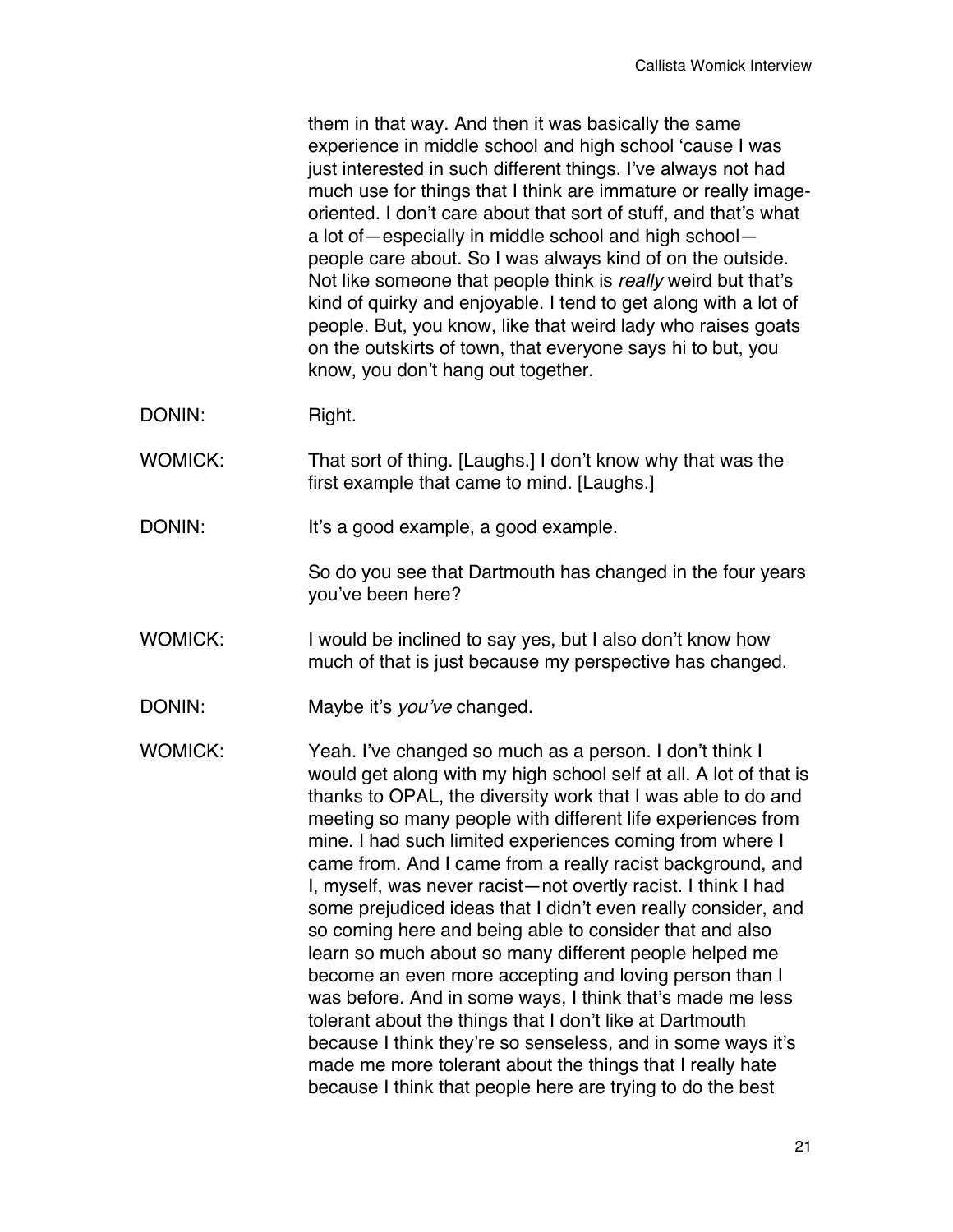them in that way. And then it was basically the same experience in middle school and high school 'cause I was just interested in such different things. I've always not had much use for things that I think are immature or really image-oriented. I don't care about that sort of stuff, and that's what a lot of—especially in middle school and high school—people care about. So I was always kind of on the outside. Not like someone that people think is *really* weird but that's kind of quirky and enjoyable. I tend to get along with a lot of people. But, you know, like that weird lady who raises goats on the outskirts of town, that everyone says hi to but, you know, you don't hang out together.

DONIN: Right.

WOMICK: That sort of thing. [Laughs.] I don't know why that was the first example that came to mind. [Laughs.]

DONIN: It's a good example, a good example.

So do you see that Dartmouth has changed in the four years you've been here?

WOMICK: I would be inclined to say yes, but I also don't know how much of that is just because my perspective has changed.

DONIN: Maybe it's *you've* changed.

WOMICK: Yeah. I've changed so much as a person. I don't think I would get along with my high school self at all. A lot of that is thanks to OPAL, the diversity work that I was able to do and meeting so many people with different life experiences from mine. I had such limited experiences coming from where I came from. And I came from a really racist background, and I, myself, was never racist—not overtly racist. I think I had some prejudiced ideas that I didn't even really consider, and so coming here and being able to consider that and also learn so much about so many different people helped me become an even more accepting and loving person than I was before. And in some ways, I think that's made me less tolerant about the things that I don't like at Dartmouth because I think they're so senseless, and in some ways it's made me more tolerant about the things that I really hate because I think that people here are trying to do the best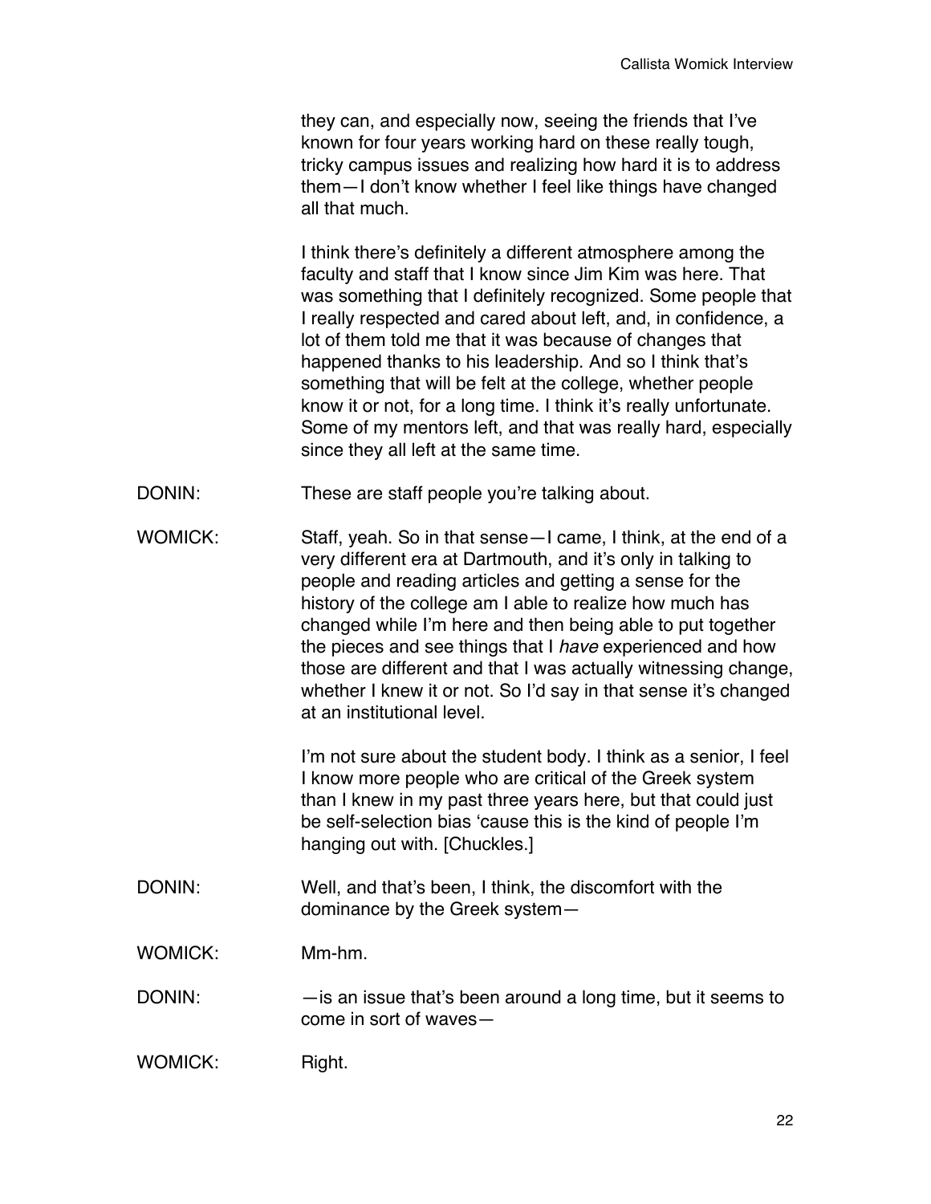they can, and especially now, seeing the friends that I've known for four years working hard on these really tough, tricky campus issues and realizing how hard it is to address them—I don't know whether I feel like things have changed all that much.

I think there's definitely a different atmosphere among the faculty and staff that I know since Jim Kim was here. That was something that I definitely recognized. Some people that I really respected and cared about left, and, in confidence, a lot of them told me that it was because of changes that happened thanks to his leadership. And so I think that's something that will be felt at the college, whether people know it or not, for a long time. I think it's really unfortunate. Some of my mentors left, and that was really hard, especially since they all left at the same time.

DONIN: These are staff people you're talking about.

WOMICK: Staff, yeah. So in that sense—I came, I think, at the end of a very different era at Dartmouth, and it's only in talking to people and reading articles and getting a sense for the history of the college am I able to realize how much has changed while I'm here and then being able to put together the pieces and see things that I *have* experienced and how those are different and that I was actually witnessing change, whether I knew it or not. So I'd say in that sense it's changed at an institutional level.

I'm not sure about the student body. I think as a senior, I feel I know more people who are critical of the Greek system than I knew in my past three years here, but that could just be self-selection bias 'cause this is the kind of people I'm hanging out with. [Chuckles.]

DONIN: Well, and that's been, I think, the discomfort with the dominance by the Greek system—

WOMICK: Mm-hm.

DONIN: —is an issue that's been around a long time, but it seems to come in sort of waves—

WOMICK: Right.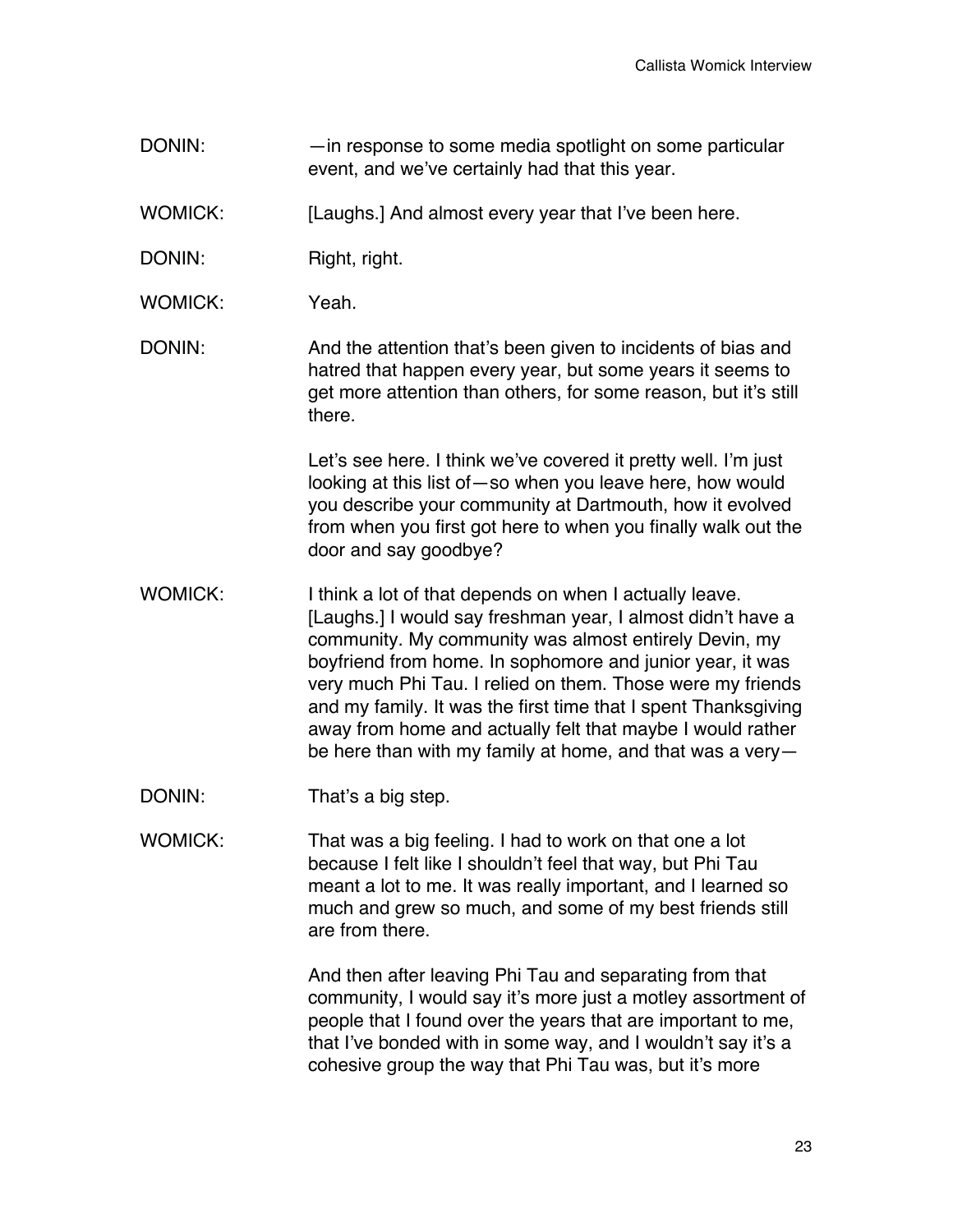DONIN: —in response to some media spotlight on some particular event, and we've certainly had that this year.

WOMICK: [Laughs.] And almost every year that I've been here.

DONIN: Right, right.

WOMICK: Yeah.

DONIN: And the attention that's been given to incidents of bias and hatred that happen every year, but some years it seems to get more attention than others, for some reason, but it's still there.

Let's see here. I think we've covered it pretty well. I'm just looking at this list of—so when you leave here, how would you describe your community at Dartmouth, how it evolved from when you first got here to when you finally walk out the door and say goodbye?

WOMICK: I think a lot of that depends on when I actually leave. [Laughs.] I would say freshman year, I almost didn't have a community. My community was almost entirely Devin, my boyfriend from home. In sophomore and junior year, it was very much Phi Tau. I relied on them. Those were my friends and my family. It was the first time that I spent Thanksgiving away from home and actually felt that maybe I would rather be here than with my family at home, and that was a very—

DONIN: That's a big step.

WOMICK: That was a big feeling. I had to work on that one a lot because I felt like I shouldn't feel that way, but Phi Tau meant a lot to me. It was really important, and I learned so much and grew so much, and some of my best friends still are from there.

And then after leaving Phi Tau and separating from that community, I would say it's more just a motley assortment of people that I found over the years that are important to me, that I've bonded with in some way, and I wouldn't say it's a cohesive group the way that Phi Tau was, but it's more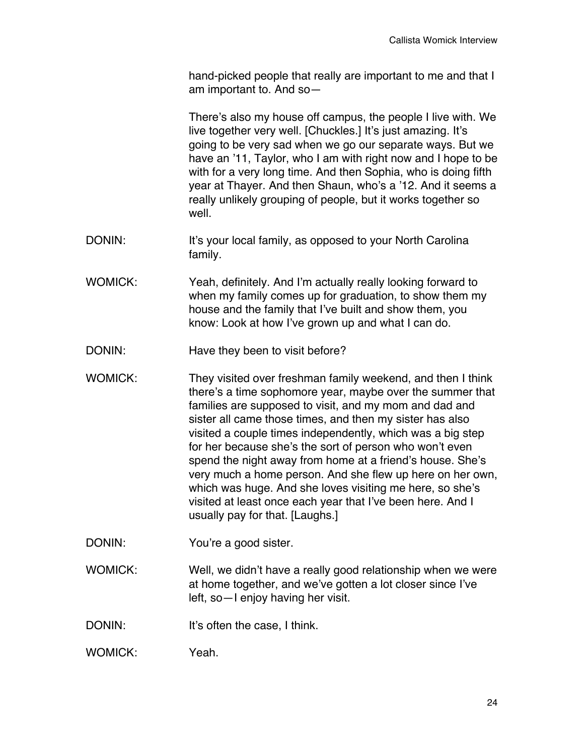hand-picked people that really are important to me and that I am important to. And so—

There's also my house off campus, the people I live with. We live together very well. [Chuckles.] It's just amazing. It's going to be very sad when we go our separate ways. But we have an '11, Taylor, who I am with right now and I hope to be with for a very long time. And then Sophia, who is doing fifth year at Thayer. And then Shaun, who's a '12. And it seems a really unlikely grouping of people, but it works together so well.

DONIN: It's your local family, as opposed to your North Carolina family.

WOMICK: Yeah, definitely. And I'm actually really looking forward to when my family comes up for graduation, to show them my house and the family that I've built and show them, you know: Look at how I've grown up and what I can do.

DONIN: Have they been to visit before?

WOMICK: They visited over freshman family weekend, and then I think there's a time sophomore year, maybe over the summer that families are supposed to visit, and my mom and dad and sister all came those times, and then my sister has also visited a couple times independently, which was a big step for her because she's the sort of person who won't even spend the night away from home at a friend's house. She's very much a home person. And she flew up here on her own, which was huge. And she loves visiting me here, so she's visited at least once each year that I've been here. And I usually pay for that. [Laughs.]

DONIN: You're a good sister.

WOMICK: Well, we didn't have a really good relationship when we were at home together, and we've gotten a lot closer since I've left, so—I enjoy having her visit.

DONIN: It's often the case, I think.

WOMICK: Yeah.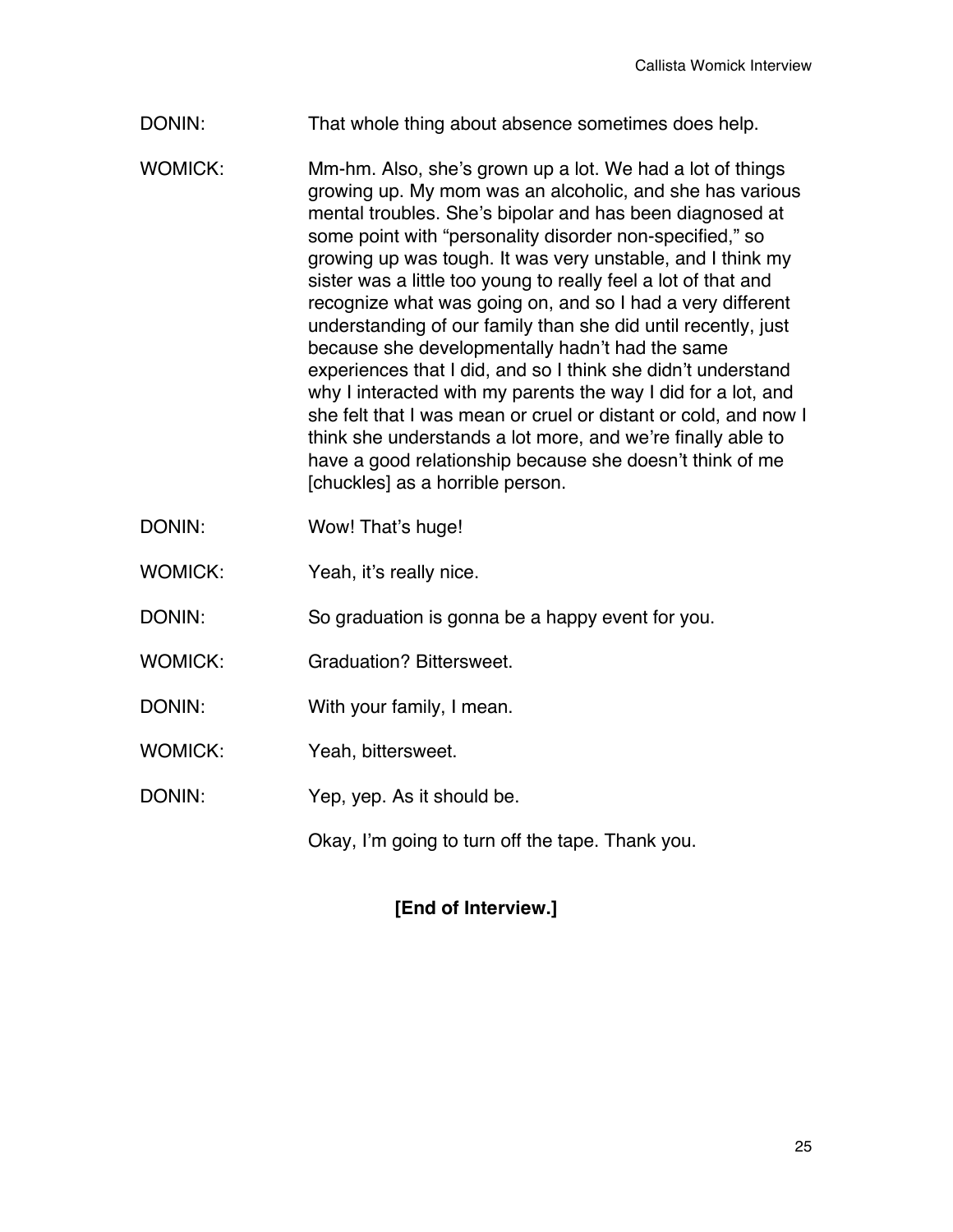DONIN: That whole thing about absence sometimes does help.

WOMICK: Mm-hm. Also, she's grown up a lot. We had a lot of things growing up. My mom was an alcoholic, and she has various mental troubles. She's bipolar and has been diagnosed at some point with "personality disorder non-specified," so growing up was tough. It was very unstable, and I think my sister was a little too young to really feel a lot of that and recognize what was going on, and so I had a very different understanding of our family than she did until recently, just because she developmentally hadn't had the same experiences that I did, and so I think she didn't understand why I interacted with my parents the way I did for a lot, and she felt that I was mean or cruel or distant or cold, and now I think she understands a lot more, and we're finally able to have a good relationship because she doesn't think of me [chuckles] as a horrible person.

DONIN: Wow! That's huge!

WOMICK: Yeah, it's really nice.

DONIN: So graduation is gonna be a happy event for you.

WOMICK: Graduation? Bittersweet.

DONIN: With your family, I mean.

WOMICK: Yeah, bittersweet.

DONIN: Yep, yep. As it should be.

Okay, I'm going to turn off the tape. Thank you.

**[End of Interview.]**